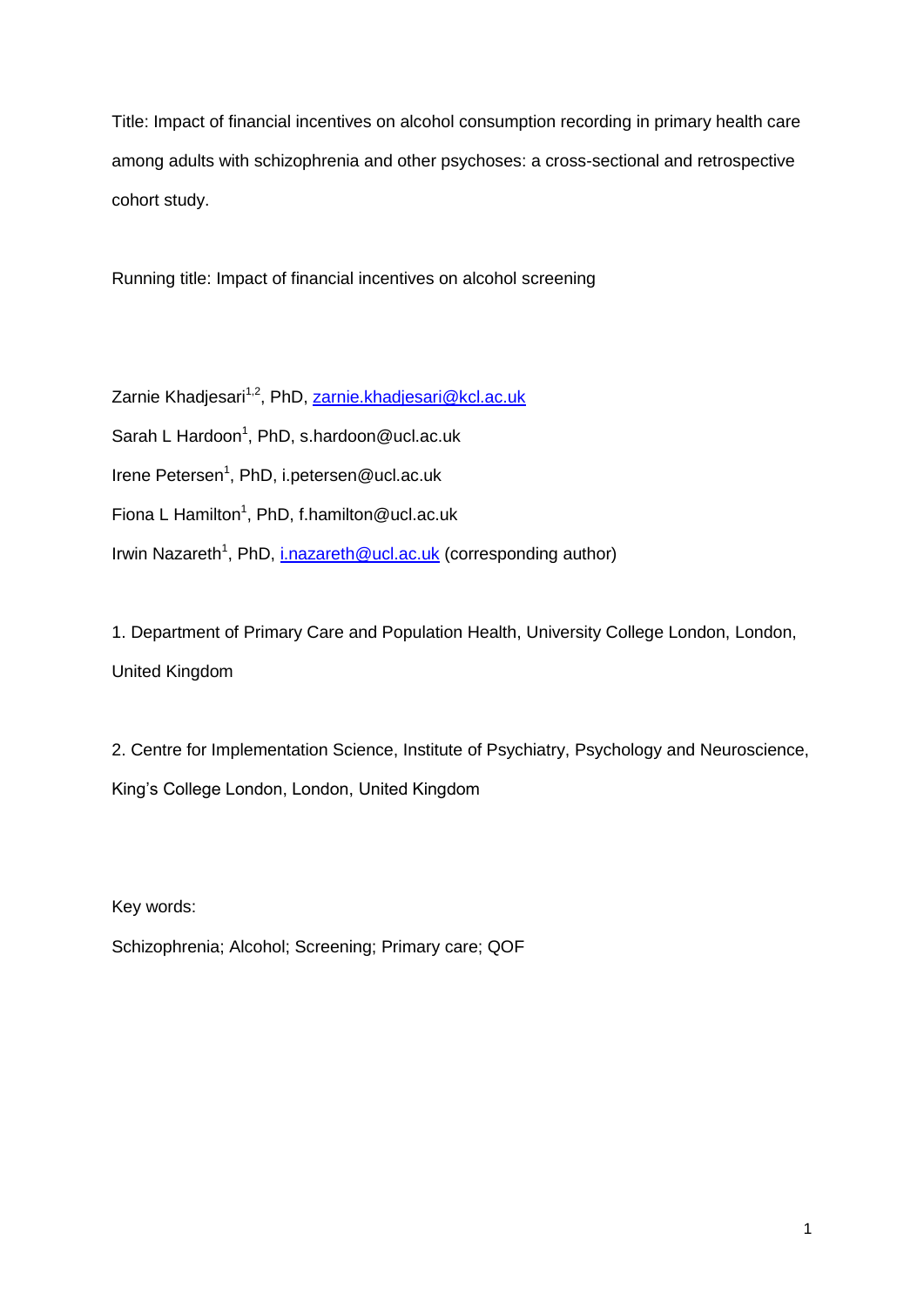Title: Impact of financial incentives on alcohol consumption recording in primary health care among adults with schizophrenia and other psychoses: a cross-sectional and retrospective cohort study.

Running title: Impact of financial incentives on alcohol screening

Zarnie Khadjesari[1,2], PhD, zarnie.khadjesari@kcl.ac.uk

Sarah L Hardoon[1], PhD, s.hardoon@ucl.ac.uk

Irene Petersen[1], PhD, i.petersen@ucl.ac.uk

Fiona L Hamilton[1], PhD, f.hamilton@ucl.ac.uk

Irwin Nazareth[1], PhD, i.nazareth@ucl.ac.uk (corresponding author)

1. Department of Primary Care and Population Health, University College London, London, United Kingdom

2. Centre for Implementation Science, Institute of Psychiatry, Psychology and Neuroscience, King's College London, London, United Kingdom

Key words:

Schizophrenia; Alcohol; Screening; Primary care; QOF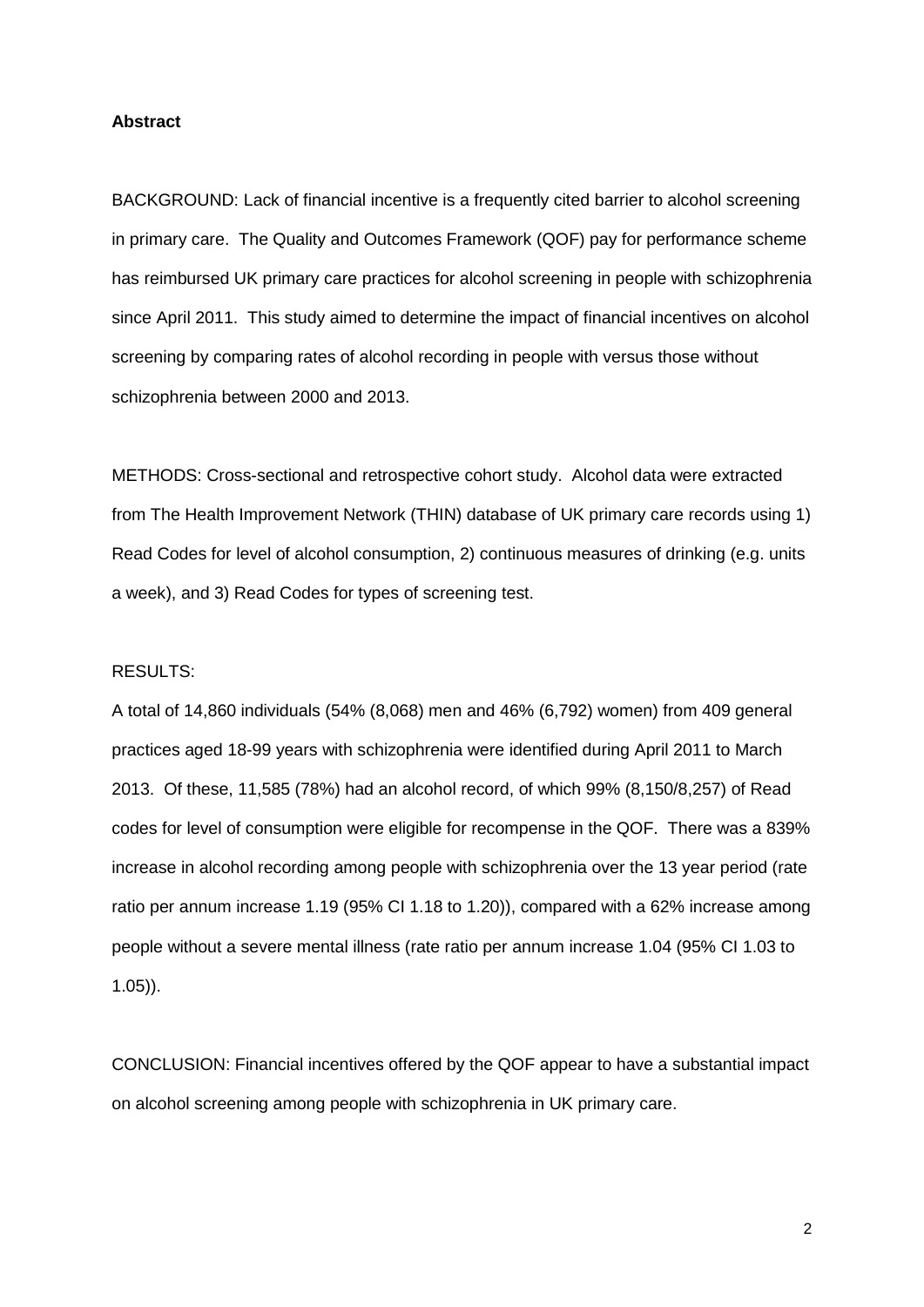## Abstract

BACKGROUND: Lack of financial incentive is a frequently cited barrier to alcohol screening in primary care. The Quality and Outcomes Framework (QOF) pay for performance scheme has reimbursed UK primary care practices for alcohol screening in people with schizophrenia since April 2011. This study aimed to determine the impact of financial incentives on alcohol screening by comparing rates of alcohol recording in people with versus those without schizophrenia between 2000 and 2013.

METHODS: Cross-sectional and retrospective cohort study. Alcohol data were extracted from The Health Improvement Network (THIN) database of UK primary care records using 1) Read Codes for level of alcohol consumption, 2) continuous measures of drinking (e.g. units a week), and 3) Read Codes for types of screening test.

RESULTS:

A total of 14,860 individuals (54% (8,068) men and 46% (6,792) women) from 409 general practices aged 18-99 years with schizophrenia were identified during April 2011 to March 2013. Of these, 11,585 (78%) had an alcohol record, of which 99% (8,150/8,257) of Read codes for level of consumption were eligible for recompense in the QOF. There was a 839% increase in alcohol recording among people with schizophrenia over the 13 year period (rate ratio per annum increase 1.19 (95% CI 1.18 to 1.20)), compared with a 62% increase among people without a severe mental illness (rate ratio per annum increase 1.04 (95% CI 1.03 to 1.05)).

CONCLUSION: Financial incentives offered by the QOF appear to have a substantial impact on alcohol screening among people with schizophrenia in UK primary care.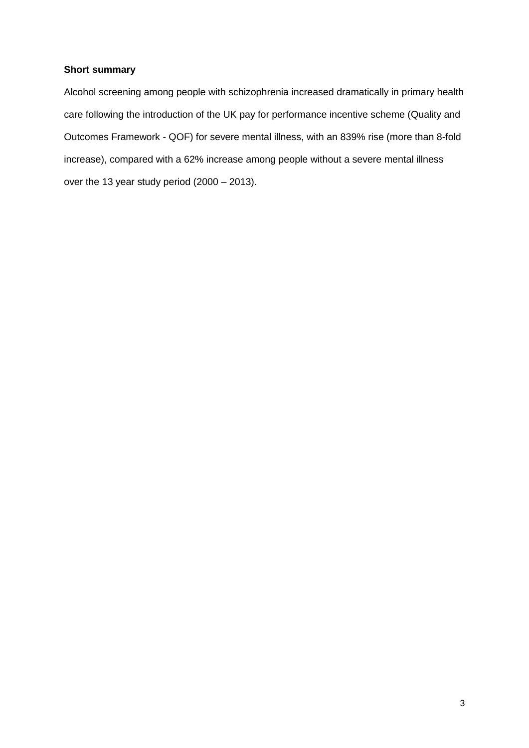**Short summary**

Alcohol screening among people with schizophrenia increased dramatically in primary health care following the introduction of the UK pay for performance incentive scheme (Quality and Outcomes Framework - QOF) for severe mental illness, with an 839% rise (more than 8-fold increase), compared with a 62% increase among people without a severe mental illness over the 13 year study period (2000 – 2013).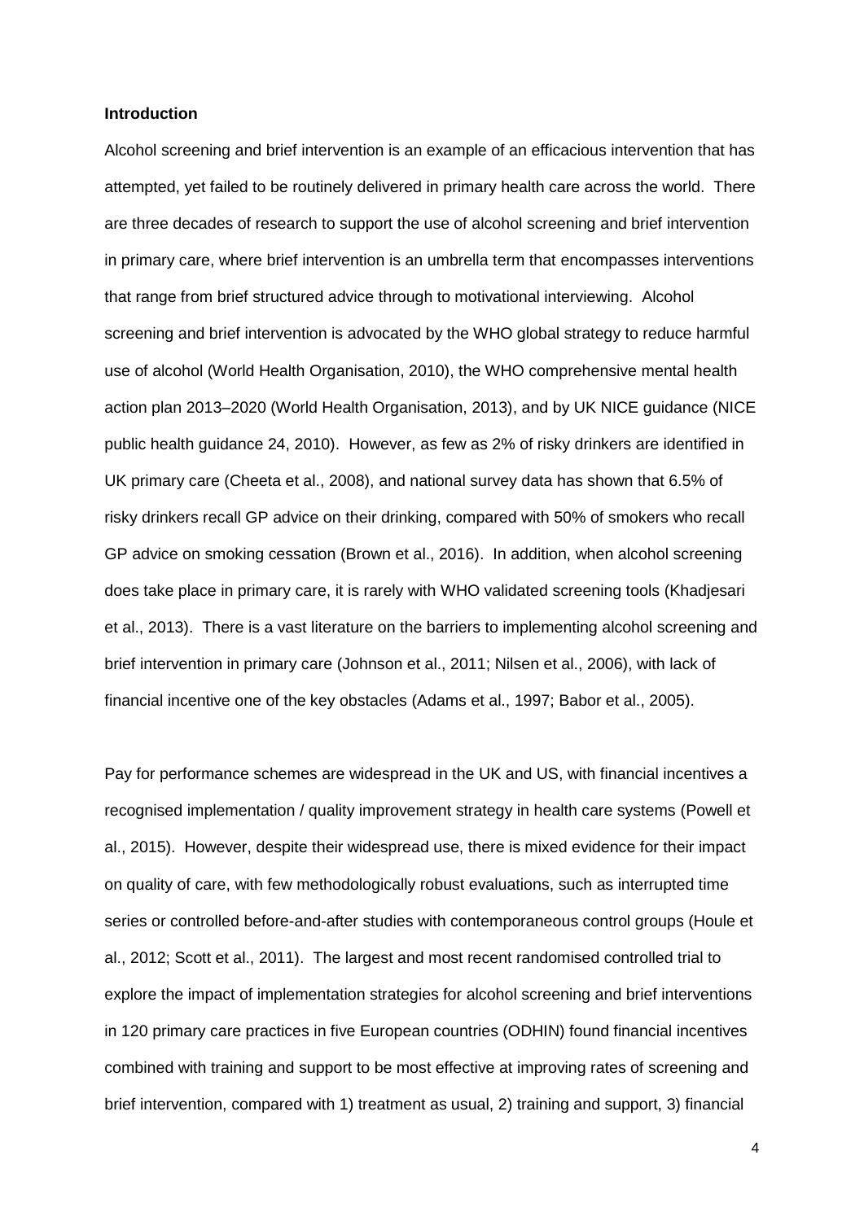## Introduction

Alcohol screening and brief intervention is an example of an efficacious intervention that has attempted, yet failed to be routinely delivered in primary health care across the world. There are three decades of research to support the use of alcohol screening and brief intervention in primary care, where brief intervention is an umbrella term that encompasses interventions that range from brief structured advice through to motivational interviewing. Alcohol screening and brief intervention is advocated by the WHO global strategy to reduce harmful use of alcohol (World Health Organisation, 2010), the WHO comprehensive mental health action plan 2013–2020 (World Health Organisation, 2013), and by UK NICE guidance (NICE public health guidance 24, 2010). However, as few as 2% of risky drinkers are identified in UK primary care (Cheeta et al., 2008), and national survey data has shown that 6.5% of risky drinkers recall GP advice on their drinking, compared with 50% of smokers who recall GP advice on smoking cessation (Brown et al., 2016). In addition, when alcohol screening does take place in primary care, it is rarely with WHO validated screening tools (Khadjesari et al., 2013). There is a vast literature on the barriers to implementing alcohol screening and brief intervention in primary care (Johnson et al., 2011; Nilsen et al., 2006), with lack of financial incentive one of the key obstacles (Adams et al., 1997; Babor et al., 2005).

Pay for performance schemes are widespread in the UK and US, with financial incentives a recognised implementation / quality improvement strategy in health care systems (Powell et al., 2015). However, despite their widespread use, there is mixed evidence for their impact on quality of care, with few methodologically robust evaluations, such as interrupted time series or controlled before-and-after studies with contemporaneous control groups (Houle et al., 2012; Scott et al., 2011). The largest and most recent randomised controlled trial to explore the impact of implementation strategies for alcohol screening and brief interventions in 120 primary care practices in five European countries (ODHIN) found financial incentives combined with training and support to be most effective at improving rates of screening and brief intervention, compared with 1) treatment as usual, 2) training and support, 3) financial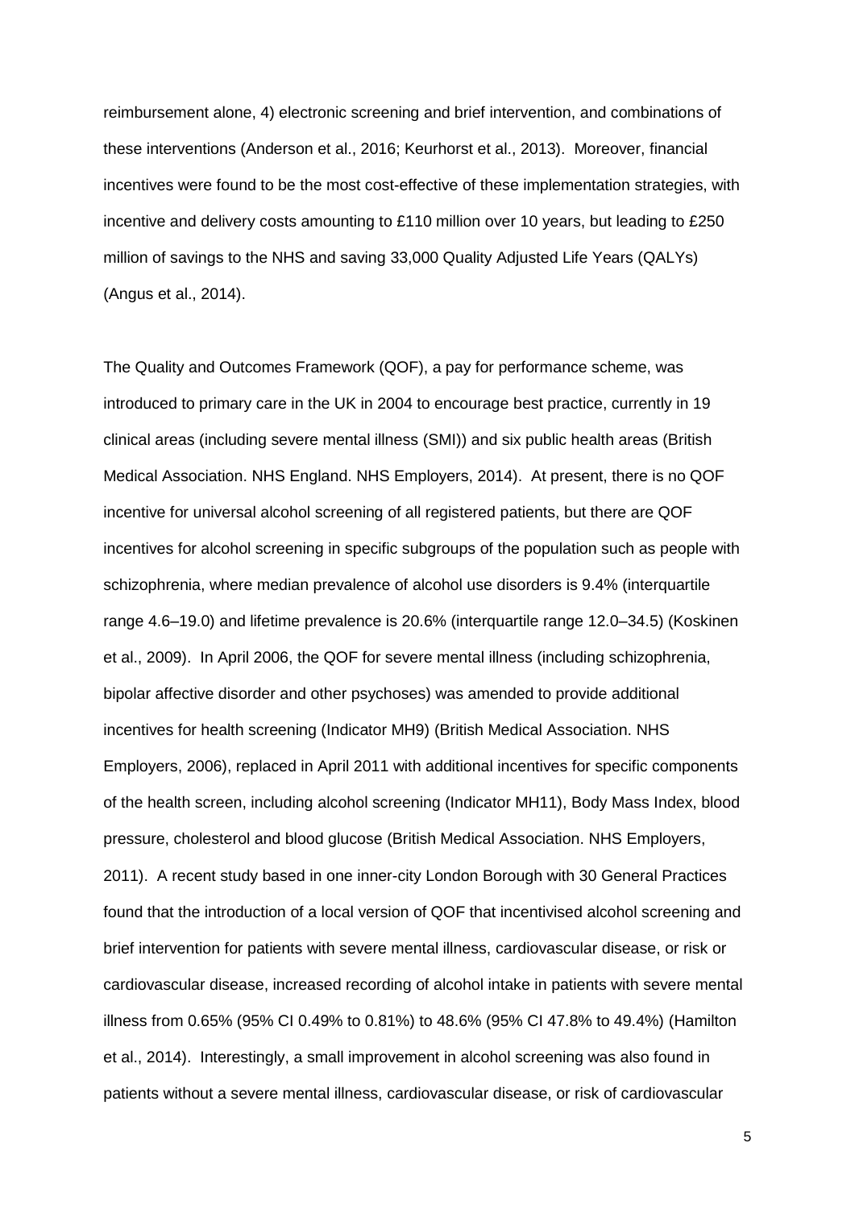reimbursement alone, 4) electronic screening and brief intervention, and combinations of these interventions (Anderson et al., 2016; Keurhorst et al., 2013). Moreover, financial incentives were found to be the most cost-effective of these implementation strategies, with incentive and delivery costs amounting to £110 million over 10 years, but leading to £250 million of savings to the NHS and saving 33,000 Quality Adjusted Life Years (QALYs) (Angus et al., 2014).

The Quality and Outcomes Framework (QOF), a pay for performance scheme, was introduced to primary care in the UK in 2004 to encourage best practice, currently in 19 clinical areas (including severe mental illness (SMI)) and six public health areas (British Medical Association. NHS England. NHS Employers, 2014). At present, there is no QOF incentive for universal alcohol screening of all registered patients, but there are QOF incentives for alcohol screening in specific subgroups of the population such as people with schizophrenia, where median prevalence of alcohol use disorders is 9.4% (interquartile range 4.6–19.0) and lifetime prevalence is 20.6% (interquartile range 12.0–34.5) (Koskinen et al., 2009). In April 2006, the QOF for severe mental illness (including schizophrenia, bipolar affective disorder and other psychoses) was amended to provide additional incentives for health screening (Indicator MH9) (British Medical Association. NHS Employers, 2006), replaced in April 2011 with additional incentives for specific components of the health screen, including alcohol screening (Indicator MH11), Body Mass Index, blood pressure, cholesterol and blood glucose (British Medical Association. NHS Employers, 2011). A recent study based in one inner-city London Borough with 30 General Practices found that the introduction of a local version of QOF that incentivised alcohol screening and brief intervention for patients with severe mental illness, cardiovascular disease, or risk or cardiovascular disease, increased recording of alcohol intake in patients with severe mental illness from 0.65% (95% CI 0.49% to 0.81%) to 48.6% (95% CI 47.8% to 49.4%) (Hamilton et al., 2014). Interestingly, a small improvement in alcohol screening was also found in patients without a severe mental illness, cardiovascular disease, or risk of cardiovascular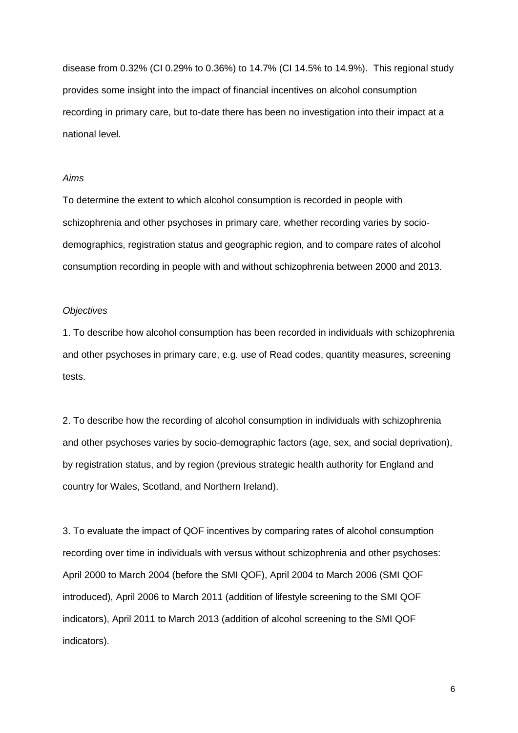disease from 0.32% (CI 0.29% to 0.36%) to 14.7% (CI 14.5% to 14.9%). This regional study provides some insight into the impact of financial incentives on alcohol consumption recording in primary care, but to-date there has been no investigation into their impact at a national level.

*Aims*

To determine the extent to which alcohol consumption is recorded in people with schizophrenia and other psychoses in primary care, whether recording varies by socio-demographics, registration status and geographic region, and to compare rates of alcohol consumption recording in people with and without schizophrenia between 2000 and 2013.

*Objectives*

1. To describe how alcohol consumption has been recorded in individuals with schizophrenia and other psychoses in primary care, e.g. use of Read codes, quantity measures, screening tests.

2. To describe how the recording of alcohol consumption in individuals with schizophrenia and other psychoses varies by socio-demographic factors (age, sex, and social deprivation), by registration status, and by region (previous strategic health authority for England and country for Wales, Scotland, and Northern Ireland).

3. To evaluate the impact of QOF incentives by comparing rates of alcohol consumption recording over time in individuals with versus without schizophrenia and other psychoses: April 2000 to March 2004 (before the SMI QOF), April 2004 to March 2006 (SMI QOF introduced), April 2006 to March 2011 (addition of lifestyle screening to the SMI QOF indicators), April 2011 to March 2013 (addition of alcohol screening to the SMI QOF indicators).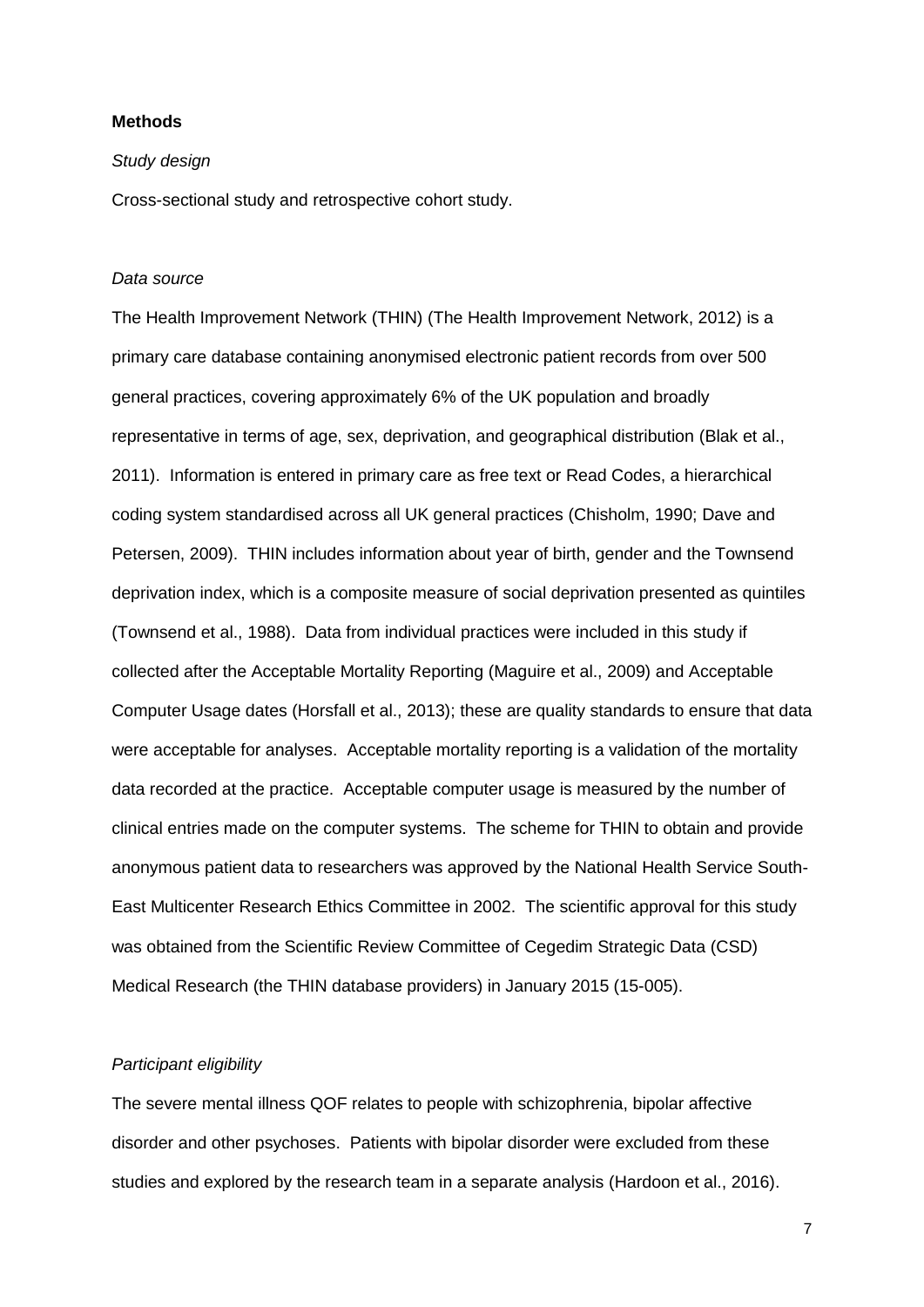**Methods**

*Study design*

Cross-sectional study and retrospective cohort study.

*Data source*

The Health Improvement Network (THIN) (The Health Improvement Network, 2012) is a primary care database containing anonymised electronic patient records from over 500 general practices, covering approximately 6% of the UK population and broadly representative in terms of age, sex, deprivation, and geographical distribution (Blak et al., 2011). Information is entered in primary care as free text or Read Codes, a hierarchical coding system standardised across all UK general practices (Chisholm, 1990; Dave and Petersen, 2009). THIN includes information about year of birth, gender and the Townsend deprivation index, which is a composite measure of social deprivation presented as quintiles (Townsend et al., 1988). Data from individual practices were included in this study if collected after the Acceptable Mortality Reporting (Maguire et al., 2009) and Acceptable Computer Usage dates (Horsfall et al., 2013); these are quality standards to ensure that data were acceptable for analyses. Acceptable mortality reporting is a validation of the mortality data recorded at the practice. Acceptable computer usage is measured by the number of clinical entries made on the computer systems. The scheme for THIN to obtain and provide anonymous patient data to researchers was approved by the National Health Service South-East Multicenter Research Ethics Committee in 2002. The scientific approval for this study was obtained from the Scientific Review Committee of Cegedim Strategic Data (CSD) Medical Research (the THIN database providers) in January 2015 (15-005).

*Participant eligibility*

The severe mental illness QOF relates to people with schizophrenia, bipolar affective disorder and other psychoses. Patients with bipolar disorder were excluded from these studies and explored by the research team in a separate analysis (Hardoon et al., 2016).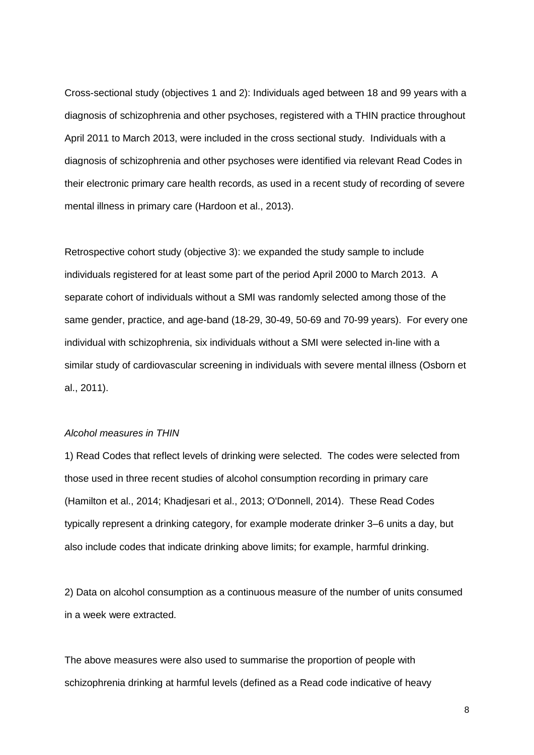Cross-sectional study (objectives 1 and 2): Individuals aged between 18 and 99 years with a diagnosis of schizophrenia and other psychoses, registered with a THIN practice throughout April 2011 to March 2013, were included in the cross sectional study. Individuals with a diagnosis of schizophrenia and other psychoses were identified via relevant Read Codes in their electronic primary care health records, as used in a recent study of recording of severe mental illness in primary care (Hardoon et al., 2013).

Retrospective cohort study (objective 3): we expanded the study sample to include individuals registered for at least some part of the period April 2000 to March 2013. A separate cohort of individuals without a SMI was randomly selected among those of the same gender, practice, and age-band (18-29, 30-49, 50-69 and 70-99 years). For every one individual with schizophrenia, six individuals without a SMI were selected in-line with a similar study of cardiovascular screening in individuals with severe mental illness (Osborn et al., 2011).

*Alcohol measures in THIN*

1) Read Codes that reflect levels of drinking were selected. The codes were selected from those used in three recent studies of alcohol consumption recording in primary care (Hamilton et al., 2014; Khadjesari et al., 2013; O'Donnell, 2014). These Read Codes typically represent a drinking category, for example moderate drinker 3–6 units a day, but also include codes that indicate drinking above limits; for example, harmful drinking.

2) Data on alcohol consumption as a continuous measure of the number of units consumed in a week were extracted.

The above measures were also used to summarise the proportion of people with schizophrenia drinking at harmful levels (defined as a Read code indicative of heavy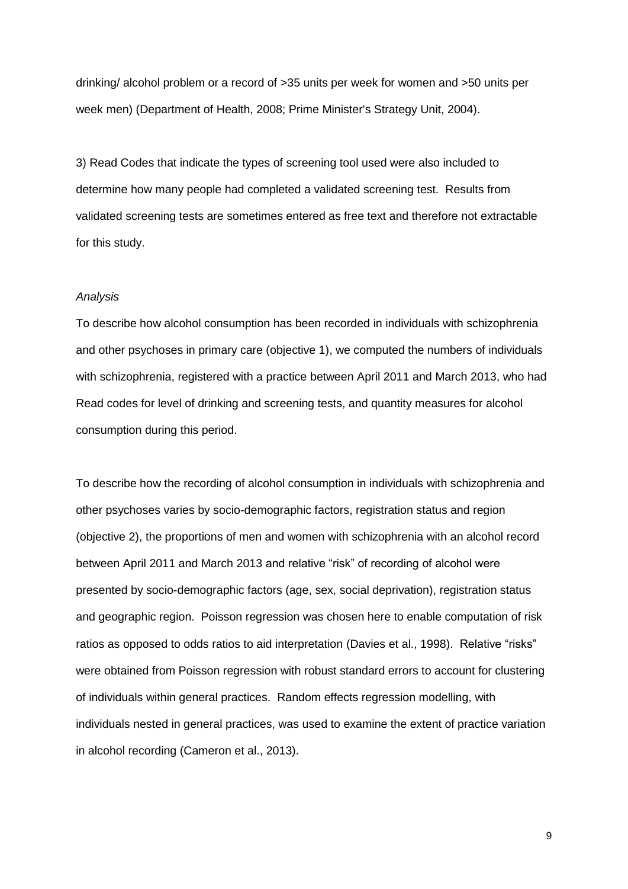drinking/ alcohol problem or a record of >35 units per week for women and >50 units per week men) (Department of Health, 2008; Prime Minister's Strategy Unit, 2004).

3) Read Codes that indicate the types of screening tool used were also included to determine how many people had completed a validated screening test. Results from validated screening tests are sometimes entered as free text and therefore not extractable for this study.

*Analysis*

To describe how alcohol consumption has been recorded in individuals with schizophrenia and other psychoses in primary care (objective 1), we computed the numbers of individuals with schizophrenia, registered with a practice between April 2011 and March 2013, who had Read codes for level of drinking and screening tests, and quantity measures for alcohol consumption during this period.

To describe how the recording of alcohol consumption in individuals with schizophrenia and other psychoses varies by socio-demographic factors, registration status and region (objective 2), the proportions of men and women with schizophrenia with an alcohol record between April 2011 and March 2013 and relative "risk" of recording of alcohol were presented by socio-demographic factors (age, sex, social deprivation), registration status and geographic region. Poisson regression was chosen here to enable computation of risk ratios as opposed to odds ratios to aid interpretation (Davies et al., 1998). Relative "risks" were obtained from Poisson regression with robust standard errors to account for clustering of individuals within general practices. Random effects regression modelling, with individuals nested in general practices, was used to examine the extent of practice variation in alcohol recording (Cameron et al., 2013).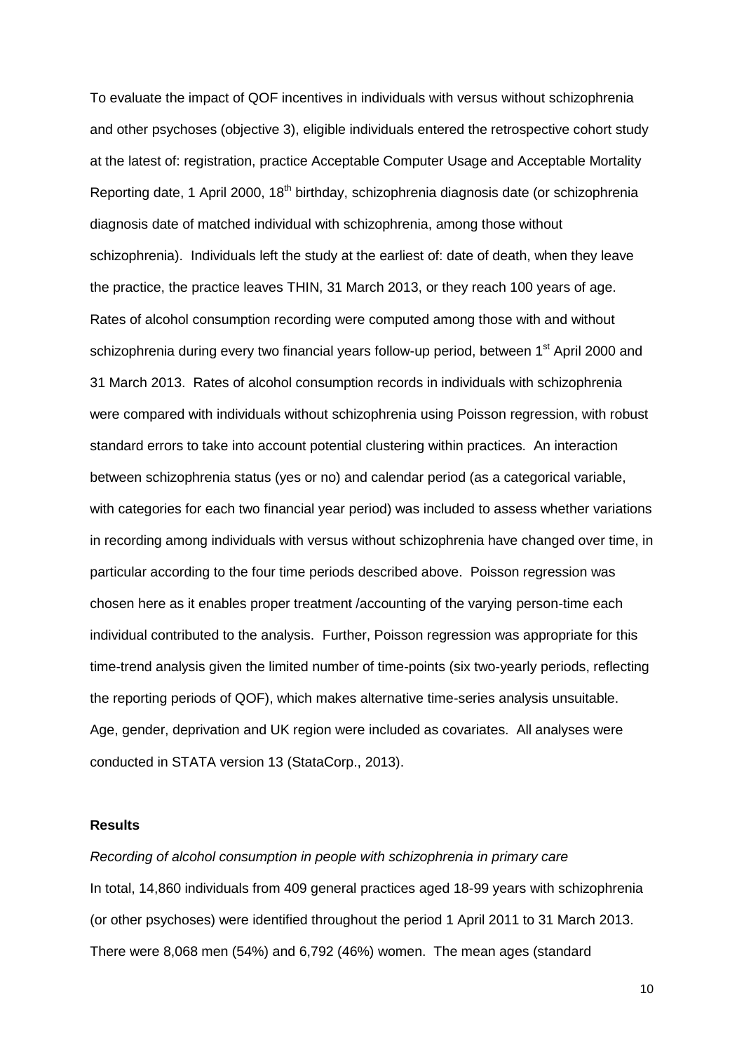To evaluate the impact of QOF incentives in individuals with versus without schizophrenia and other psychoses (objective 3), eligible individuals entered the retrospective cohort study at the latest of: registration, practice Acceptable Computer Usage and Acceptable Mortality Reporting date, 1 April 2000, 18th birthday, schizophrenia diagnosis date (or schizophrenia diagnosis date of matched individual with schizophrenia, among those without schizophrenia). Individuals left the study at the earliest of: date of death, when they leave the practice, the practice leaves THIN, 31 March 2013, or they reach 100 years of age. Rates of alcohol consumption recording were computed among those with and without schizophrenia during every two financial years follow-up period, between 1st April 2000 and 31 March 2013. Rates of alcohol consumption records in individuals with schizophrenia were compared with individuals without schizophrenia using Poisson regression, with robust standard errors to take into account potential clustering within practices. An interaction between schizophrenia status (yes or no) and calendar period (as a categorical variable, with categories for each two financial year period) was included to assess whether variations in recording among individuals with versus without schizophrenia have changed over time, in particular according to the four time periods described above. Poisson regression was chosen here as it enables proper treatment /accounting of the varying person-time each individual contributed to the analysis. Further, Poisson regression was appropriate for this time-trend analysis given the limited number of time-points (six two-yearly periods, reflecting the reporting periods of QOF), which makes alternative time-series analysis unsuitable. Age, gender, deprivation and UK region were included as covariates. All analyses were conducted in STATA version 13 (StataCorp., 2013).

**Results**

*Recording of alcohol consumption in people with schizophrenia in primary care*

In total, 14,860 individuals from 409 general practices aged 18-99 years with schizophrenia (or other psychoses) were identified throughout the period 1 April 2011 to 31 March 2013. There were 8,068 men (54%) and 6,792 (46%) women. The mean ages (standard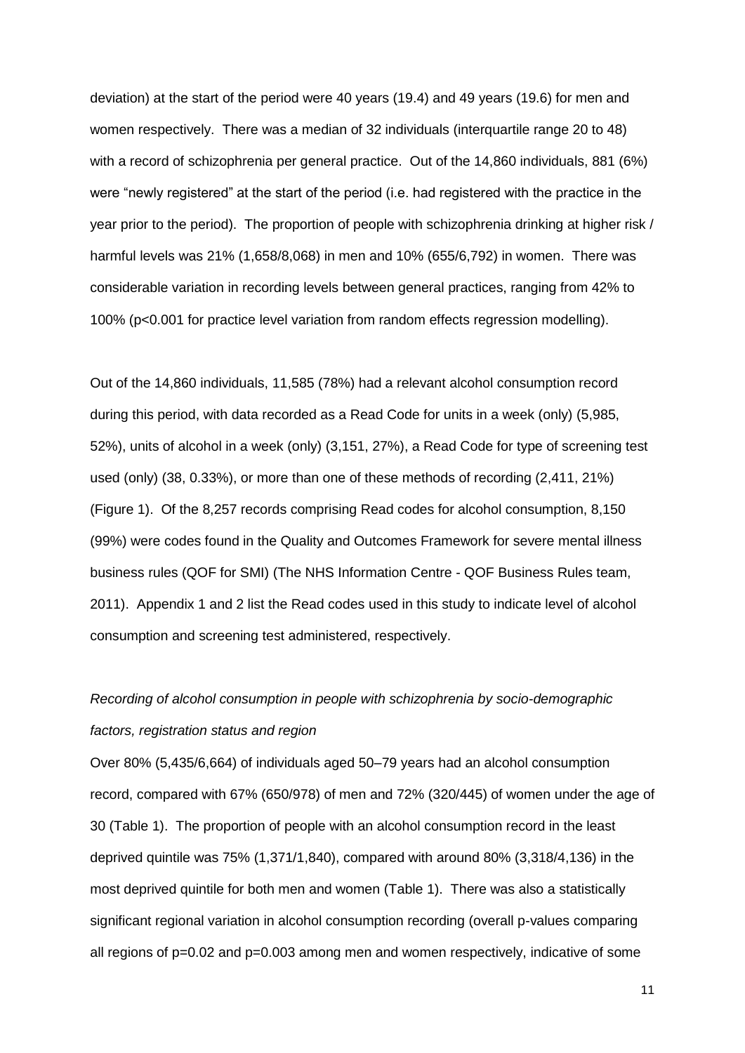deviation) at the start of the period were 40 years (19.4) and 49 years (19.6) for men and women respectively. There was a median of 32 individuals (interquartile range 20 to 48) with a record of schizophrenia per general practice. Out of the 14,860 individuals, 881 (6%) were "newly registered" at the start of the period (i.e. had registered with the practice in the year prior to the period). The proportion of people with schizophrenia drinking at higher risk / harmful levels was 21% (1,658/8,068) in men and 10% (655/6,792) in women. There was considerable variation in recording levels between general practices, ranging from 42% to 100% ($p<0.001$ for practice level variation from random effects regression modelling).

Out of the 14,860 individuals, 11,585 (78%) had a relevant alcohol consumption record during this period, with data recorded as a Read Code for units in a week (only) (5,985, 52%), units of alcohol in a week (only) (3,151, 27%), a Read Code for type of screening test used (only) (38, 0.33%), or more than one of these methods of recording (2,411, 21%) (Figure 1). Of the 8,257 records comprising Read codes for alcohol consumption, 8,150 (99%) were codes found in the Quality and Outcomes Framework for severe mental illness business rules (QOF for SMI) (The NHS Information Centre - QOF Business Rules team, 2011). Appendix 1 and 2 list the Read codes used in this study to indicate level of alcohol consumption and screening test administered, respectively.

*Recording of alcohol consumption in people with schizophrenia by socio-demographic factors, registration status and region*

Over 80% (5,435/6,664) of individuals aged 50–79 years had an alcohol consumption record, compared with 67% (650/978) of men and 72% (320/445) of women under the age of 30 (Table 1). The proportion of people with an alcohol consumption record in the least deprived quintile was 75% (1,371/1,840), compared with around 80% (3,318/4,136) in the most deprived quintile for both men and women (Table 1). There was also a statistically significant regional variation in alcohol consumption recording (overall p-values comparing all regions of $p=0.02$ and $p=0.003$ among men and women respectively, indicative of some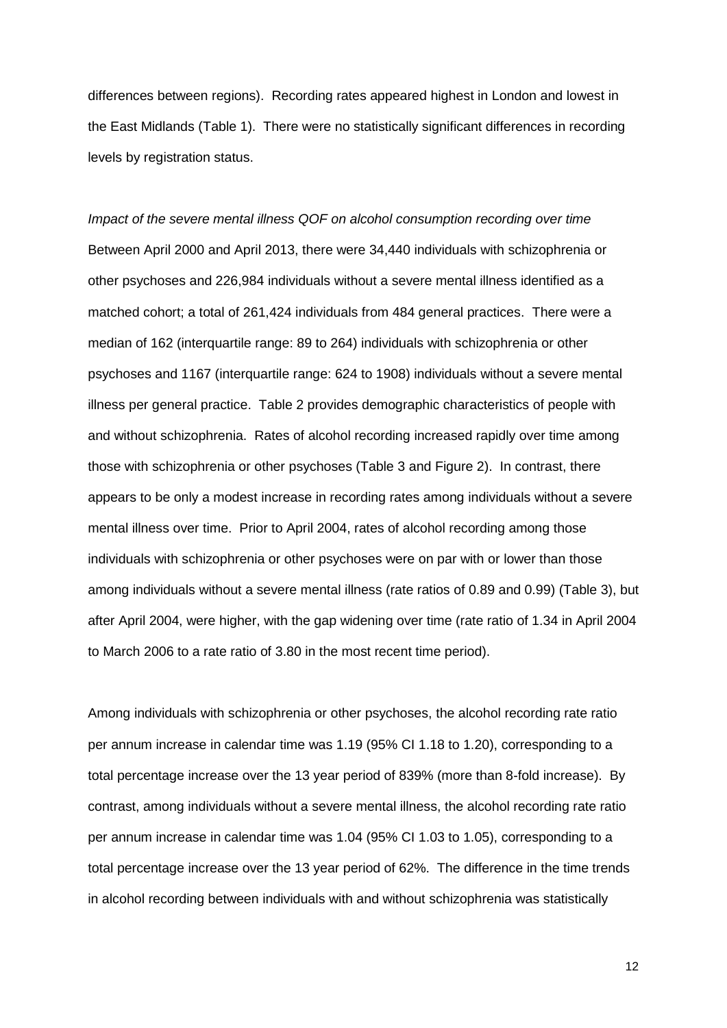differences between regions). Recording rates appeared highest in London and lowest in the East Midlands (Table 1). There were no statistically significant differences in recording levels by registration status.

*Impact of the severe mental illness QOF on alcohol consumption recording over time*

Between April 2000 and April 2013, there were 34,440 individuals with schizophrenia or other psychoses and 226,984 individuals without a severe mental illness identified as a matched cohort; a total of 261,424 individuals from 484 general practices. There were a median of 162 (interquartile range: 89 to 264) individuals with schizophrenia or other psychoses and 1167 (interquartile range: 624 to 1908) individuals without a severe mental illness per general practice. Table 2 provides demographic characteristics of people with and without schizophrenia. Rates of alcohol recording increased rapidly over time among those with schizophrenia or other psychoses (Table 3 and Figure 2). In contrast, there appears to be only a modest increase in recording rates among individuals without a severe mental illness over time. Prior to April 2004, rates of alcohol recording among those individuals with schizophrenia or other psychoses were on par with or lower than those among individuals without a severe mental illness (rate ratios of 0.89 and 0.99) (Table 3), but after April 2004, were higher, with the gap widening over time (rate ratio of 1.34 in April 2004 to March 2006 to a rate ratio of 3.80 in the most recent time period).

Among individuals with schizophrenia or other psychoses, the alcohol recording rate ratio per annum increase in calendar time was 1.19 (95% CI 1.18 to 1.20), corresponding to a total percentage increase over the 13 year period of 839% (more than 8-fold increase). By contrast, among individuals without a severe mental illness, the alcohol recording rate ratio per annum increase in calendar time was 1.04 (95% CI 1.03 to 1.05), corresponding to a total percentage increase over the 13 year period of 62%. The difference in the time trends in alcohol recording between individuals with and without schizophrenia was statistically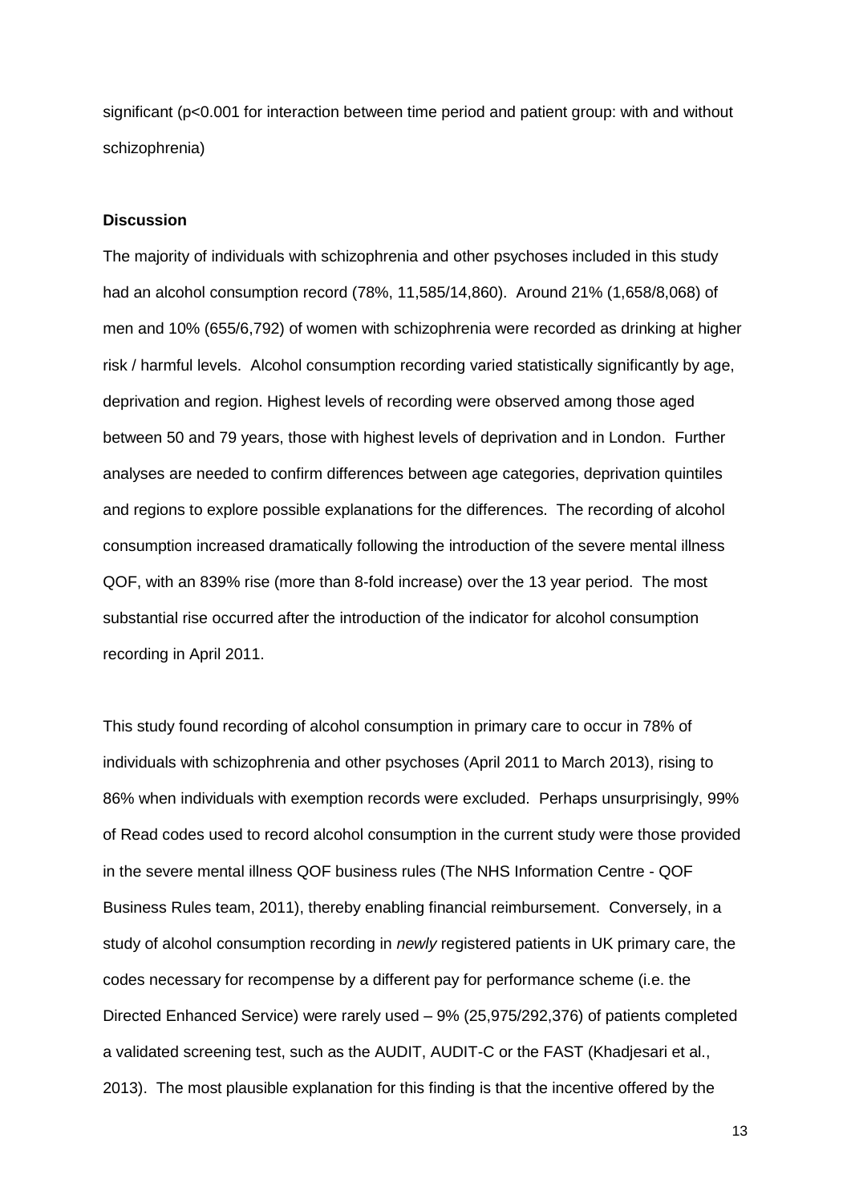significant (p<0.001 for interaction between time period and patient group: with and without schizophrenia)

**Discussion**

The majority of individuals with schizophrenia and other psychoses included in this study had an alcohol consumption record (78%, 11,585/14,860). Around 21% (1,658/8,068) of men and 10% (655/6,792) of women with schizophrenia were recorded as drinking at higher risk / harmful levels. Alcohol consumption recording varied statistically significantly by age, deprivation and region. Highest levels of recording were observed among those aged between 50 and 79 years, those with highest levels of deprivation and in London. Further analyses are needed to confirm differences between age categories, deprivation quintiles and regions to explore possible explanations for the differences. The recording of alcohol consumption increased dramatically following the introduction of the severe mental illness QOF, with an 839% rise (more than 8-fold increase) over the 13 year period. The most substantial rise occurred after the introduction of the indicator for alcohol consumption recording in April 2011.

This study found recording of alcohol consumption in primary care to occur in 78% of individuals with schizophrenia and other psychoses (April 2011 to March 2013), rising to 86% when individuals with exemption records were excluded. Perhaps unsurprisingly, 99% of Read codes used to record alcohol consumption in the current study were those provided in the severe mental illness QOF business rules (The NHS Information Centre - QOF Business Rules team, 2011), thereby enabling financial reimbursement. Conversely, in a study of alcohol consumption recording in *newly* registered patients in UK primary care, the codes necessary for recompense by a different pay for performance scheme (i.e. the Directed Enhanced Service) were rarely used – 9% (25,975/292,376) of patients completed a validated screening test, such as the AUDIT, AUDIT-C or the FAST (Khadjesari et al., 2013). The most plausible explanation for this finding is that the incentive offered by the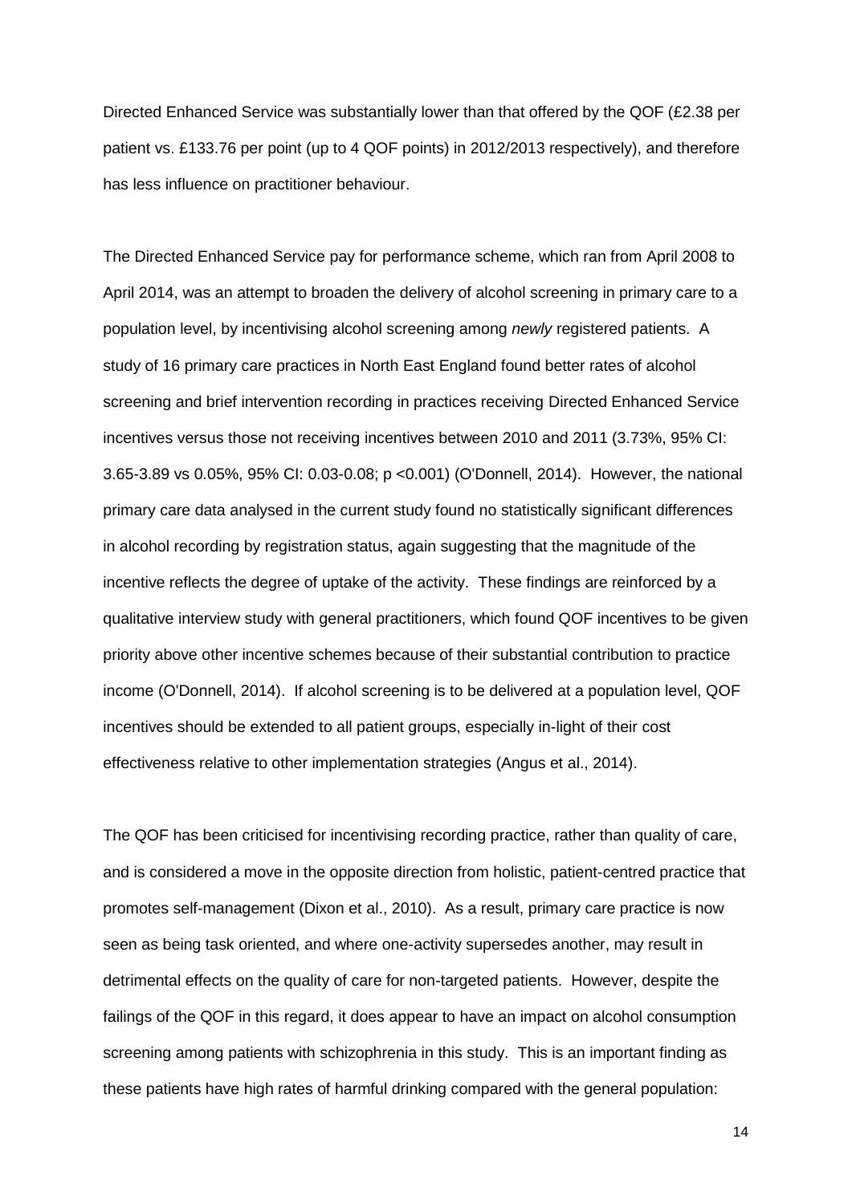Directed Enhanced Service was substantially lower than that offered by the QOF (£2.38 per patient vs. £133.76 per point (up to 4 QOF points) in 2012/2013 respectively), and therefore has less influence on practitioner behaviour.

The Directed Enhanced Service pay for performance scheme, which ran from April 2008 to April 2014, was an attempt to broaden the delivery of alcohol screening in primary care to a population level, by incentivising alcohol screening among *newly* registered patients. A study of 16 primary care practices in North East England found better rates of alcohol screening and brief intervention recording in practices receiving Directed Enhanced Service incentives versus those not receiving incentives between 2010 and 2011 (3.73%, 95% CI: 3.65-3.89 vs 0.05%, 95% CI: 0.03-0.08; $p < 0.001$) (O'Donnell, 2014). However, the national primary care data analysed in the current study found no statistically significant differences in alcohol recording by registration status, again suggesting that the magnitude of the incentive reflects the degree of uptake of the activity. These findings are reinforced by a qualitative interview study with general practitioners, which found QOF incentives to be given priority above other incentive schemes because of their substantial contribution to practice income (O'Donnell, 2014). If alcohol screening is to be delivered at a population level, QOF incentives should be extended to all patient groups, especially in-light of their cost effectiveness relative to other implementation strategies (Angus et al., 2014).

The QOF has been criticised for incentivising recording practice, rather than quality of care, and is considered a move in the opposite direction from holistic, patient-centred practice that promotes self-management (Dixon et al., 2010). As a result, primary care practice is now seen as being task oriented, and where one-activity supersedes another, may result in detrimental effects on the quality of care for non-targeted patients. However, despite the failings of the QOF in this regard, it does appear to have an impact on alcohol consumption screening among patients with schizophrenia in this study. This is an important finding as these patients have high rates of harmful drinking compared with the general population: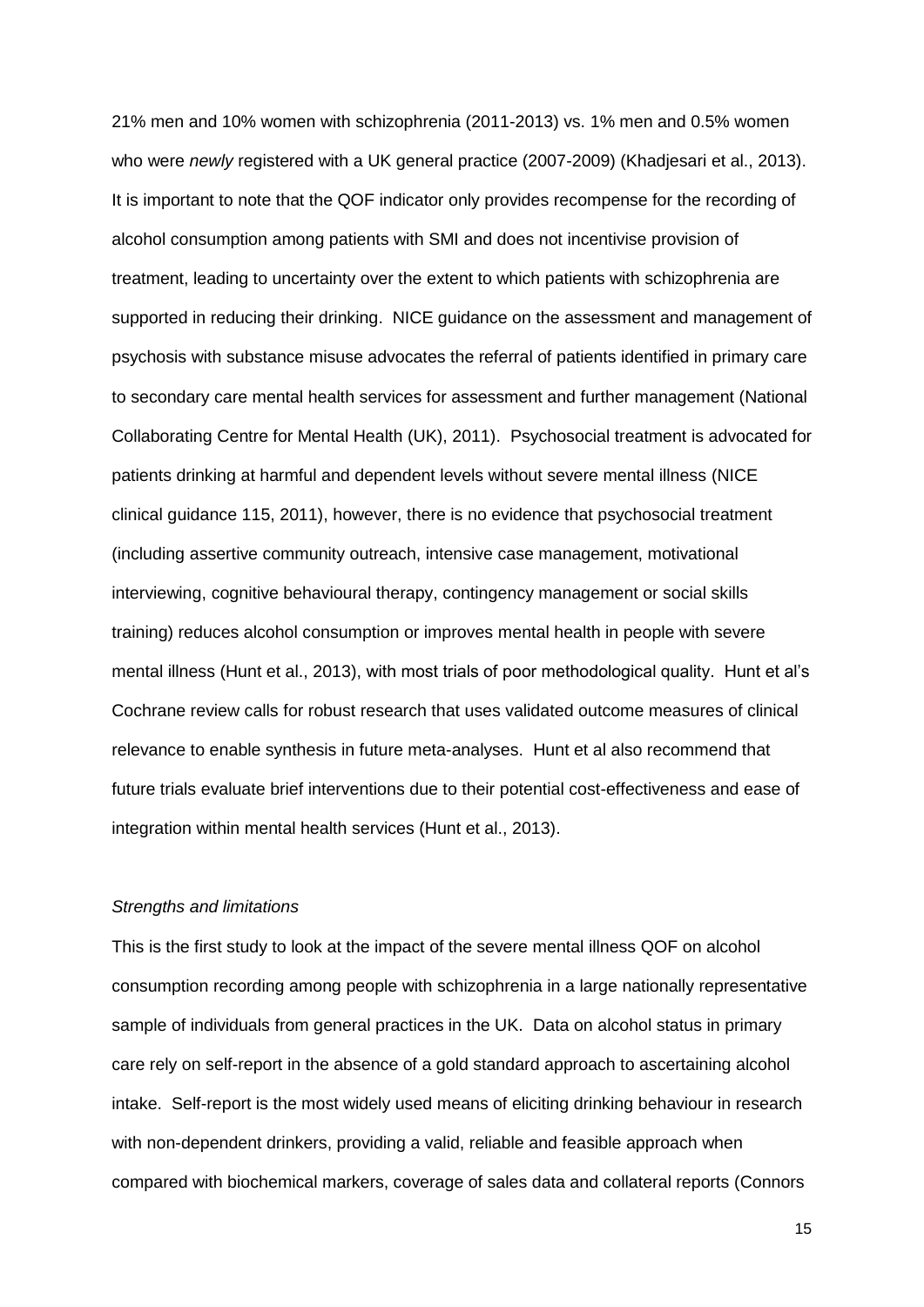21% men and 10% women with schizophrenia (2011-2013) vs. 1% men and 0.5% women who were *newly* registered with a UK general practice (2007-2009) (Khadjesari et al., 2013). It is important to note that the QOF indicator only provides recompense for the recording of alcohol consumption among patients with SMI and does not incentivise provision of treatment, leading to uncertainty over the extent to which patients with schizophrenia are supported in reducing their drinking. NICE guidance on the assessment and management of psychosis with substance misuse advocates the referral of patients identified in primary care to secondary care mental health services for assessment and further management (National Collaborating Centre for Mental Health (UK), 2011). Psychosocial treatment is advocated for patients drinking at harmful and dependent levels without severe mental illness (NICE clinical guidance 115, 2011), however, there is no evidence that psychosocial treatment (including assertive community outreach, intensive case management, motivational interviewing, cognitive behavioural therapy, contingency management or social skills training) reduces alcohol consumption or improves mental health in people with severe mental illness (Hunt et al., 2013), with most trials of poor methodological quality. Hunt et al's Cochrane review calls for robust research that uses validated outcome measures of clinical relevance to enable synthesis in future meta-analyses. Hunt et al also recommend that future trials evaluate brief interventions due to their potential cost-effectiveness and ease of integration within mental health services (Hunt et al., 2013).

*Strengths and limitations*

This is the first study to look at the impact of the severe mental illness QOF on alcohol consumption recording among people with schizophrenia in a large nationally representative sample of individuals from general practices in the UK. Data on alcohol status in primary care rely on self-report in the absence of a gold standard approach to ascertaining alcohol intake. Self-report is the most widely used means of eliciting drinking behaviour in research with non-dependent drinkers, providing a valid, reliable and feasible approach when compared with biochemical markers, coverage of sales data and collateral reports (Connors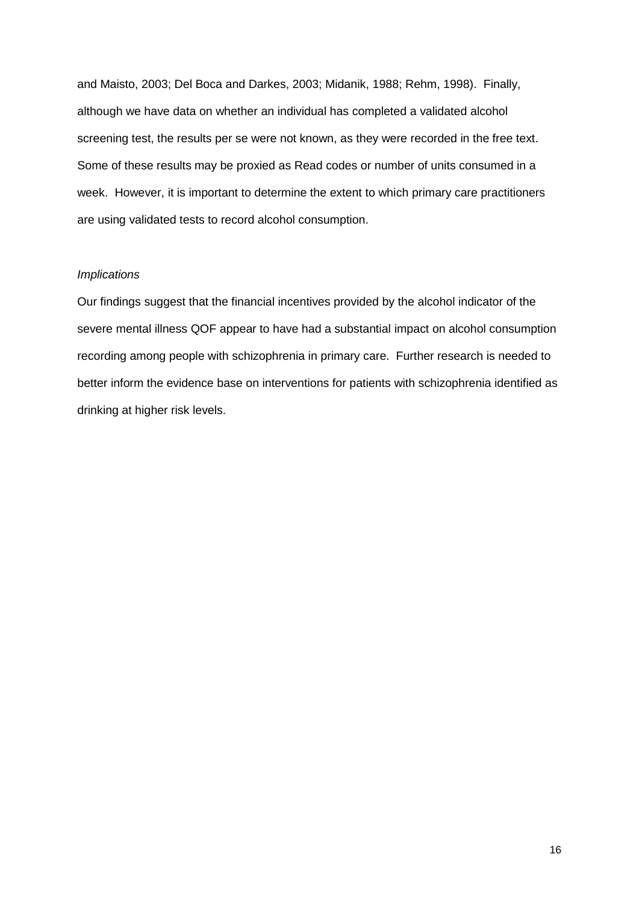and Maisto, 2003; Del Boca and Darkes, 2003; Midanik, 1988; Rehm, 1998). Finally, although we have data on whether an individual has completed a validated alcohol screening test, the results per se were not known, as they were recorded in the free text. Some of these results may be proxied as Read codes or number of units consumed in a week. However, it is important to determine the extent to which primary care practitioners are using validated tests to record alcohol consumption.

*Implications*

Our findings suggest that the financial incentives provided by the alcohol indicator of the severe mental illness QOF appear to have had a substantial impact on alcohol consumption recording among people with schizophrenia in primary care. Further research is needed to better inform the evidence base on interventions for patients with schizophrenia identified as drinking at higher risk levels.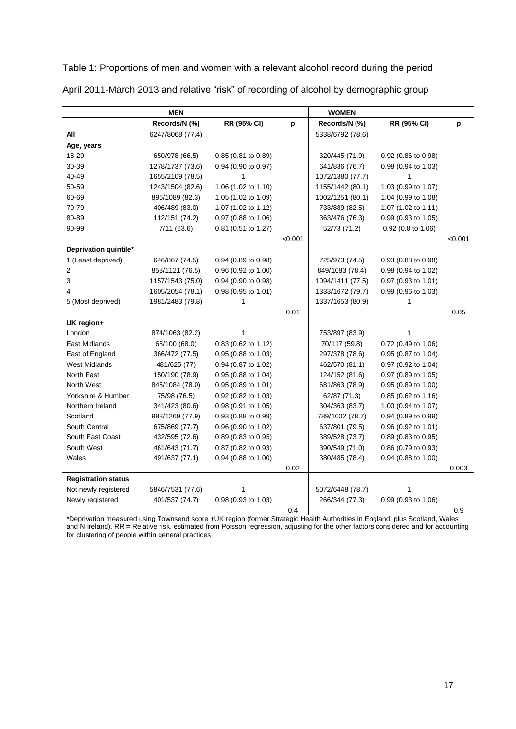Table 1: Proportions of men and women with a relevant alcohol record during the period April 2011-March 2013 and relative "risk" of recording of alcohol by demographic group

| | MEN | | | WOMEN | | |
|---|---|---|---|---|---|---|
| | **Records/N (%)** | **RR (95% CI)** | **p** | **Records/N (%)** | **RR (95% CI)** | **p** |
| **All** | 6247/8068 (77.4) | | | 5338/6792 (78.6) | | |
| **Age, years** | | | | | | |
| 18-29 | 650/978 (66.5) | 0.85 (0.81 to 0.89) | | 320/445 (71.9) | 0.92 (0.86 to 0.98) | |
| 30-39 | 1278/1737 (73.6) | 0.94 (0.90 to 0.97) | | 641/836 (76.7) | 0.98 (0.94 to 1.03) | |
| 40-49 | 1655/2109 (78.5) | 1 | | 1072/1380 (77.7) | 1 | |
| 50-59 | 1243/1504 (82.6) | 1.06 (1.02 to 1.10) | | 1155/1442 (80.1) | 1.03 (0.99 to 1.07) | |
| 60-69 | 896/1089 (82.3) | 1.05 (1.02 to 1.09) | | 1002/1251 (80.1) | 1.04 (0.99 to 1.08) | |
| 70-79 | 406/489 (83.0) | 1.07 (1.02 to 1.12) | | 733/889 (82.5) | 1.07 (1.02 to 1.11) | |
| 80-89 | 112/151 (74.2) | 0.97 (0.88 to 1.06) | | 363/476 (76.3) | 0.99 (0.93 to 1.05) | |
| 90-99 | 7/11 (63.6) | 0.81 (0.51 to 1.27) | | 52/73 (71.2) | 0.92 (0.8 to 1.06) | |
| | | | <0.001 | | | <0.001 |
| **Deprivation quintile*** | | | | | | |
| 1 (Least deprived) | 646/867 (74.5) | 0.94 (0.89 to 0.98) | | 725/973 (74.5) | 0.93 (0.88 to 0.98) | |
| 2 | 858/1121 (76.5) | 0.96 (0.92 to 1.00) | | 849/1083 (78.4) | 0.98 (0.94 to 1.02) | |
| 3 | 1157/1543 (75.0) | 0.94 (0.90 to 0.98) | | 1094/1411 (77.5) | 0.97 (0.93 to 1.01) | |
| 4 | 1605/2054 (78.1) | 0.98 (0.95 to 1.01) | | 1333/1672 (79.7) | 0.99 (0.96 to 1.03) | |
| 5 (Most deprived) | 1981/2483 (79.8) | 1 | | 1337/1653 (80.9) | 1 | |
| | | | 0.01 | | | 0.05 |
| **UK region+** | | | | | | |
| London | 874/1063 (82.2) | 1 | | 753/897 (83.9) | 1 | |
| East Midlands | 68/100 (68.0) | 0.83 (0.62 to 1.12) | | 70/117 (59.8) | 0.72 (0.49 to 1.06) | |
| East of England | 366/472 (77.5) | 0.95 (0.88 to 1.03) | | 297/378 (78.6) | 0.95 (0.87 to 1.04) | |
| West Midlands | 481/625 (77) | 0.94 (0.87 to 1.02) | | 462/570 (81.1) | 0.97 (0.92 to 1.04) | |
| North East | 150/190 (78.9) | 0.95 (0.88 to 1.04) | | 124/152 (81.6) | 0.97 (0.89 to 1.05) | |
| North West | 845/1084 (78.0) | 0.95 (0.89 to 1.01) | | 681/863 (78.9) | 0.95 (0.89 to 1.00) | |
| Yorkshire & Humber | 75/98 (76.5) | 0.92 (0.82 to 1.03) | | 62/87 (71.3) | 0.85 (0.62 to 1.16) | |
| Northern Ireland | 341/423 (80.6) | 0.98 (0.91 to 1.05) | | 304/363 (83.7) | 1.00 (0.94 to 1.07) | |
| Scotland | 988/1269 (77.9) | 0.93 (0.88 to 0.99) | | 789/1002 (78.7) | 0.94 (0.89 to 0.99) | |
| South Central | 675/869 (77.7) | 0.96 (0.90 to 1.02) | | 637/801 (79.5) | 0.96 (0.92 to 1.01) | |
| South East Coast | 432/595 (72.6) | 0.89 (0.83 to 0.95) | | 389/528 (73.7) | 0.89 (0.83 to 0.95) | |
| South West | 461/643 (71.7) | 0.87 (0.82 to 0.93) | | 390/549 (71.0) | 0.86 (0.79 to 0.93) | |
| Wales | 491/637 (77.1) | 0.94 (0.88 to 1.00) | | 380/485 (78.4) | 0.94 (0.88 to 1.00) | |
| | | | 0.02 | | | 0.003 |
| **Registration status** | | | | | | |
| Not newly registered | 5846/7531 (77.6) | 1 | | 5072/6448 (78.7) | 1 | |
| Newly registered | 401/537 (74.7) | 0.98 (0.93 to 1.03) | | 266/344 (77.3) | 0.99 (0.93 to 1.06) | |
| | | | 0.4 | | | 0.9 |

*Deprivation measured using Townsend score +UK region (former Strategic Health Authorities in England, plus Scotland, Wales and N Ireland). RR = Relative risk, estimated from Poisson regression, adjusting for the other factors considered and for accounting for clustering of people within general practices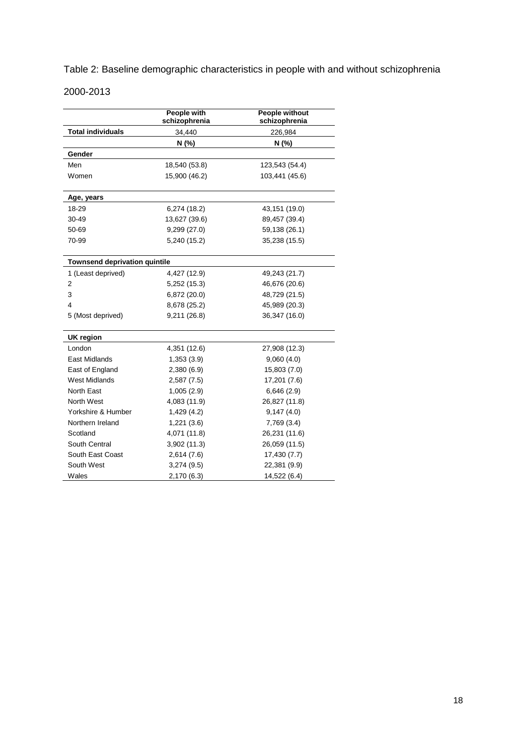Table 2: Baseline demographic characteristics in people with and without schizophrenia 2000-2013

| | People with schizophrenia | People without schizophrenia |
|---|---|---|
| **Total individuals** | 34,440 | 226,984 |
| | **N (%)** | **N (%)** |
| **Gender** | | |
| Men | 18,540 (53.8) | 123,543 (54.4) |
| Women | 15,900 (46.2) | 103,441 (45.6) |
| **Age, years** | | |
| 18-29 | 6,274 (18.2) | 43,151 (19.0) |
| 30-49 | 13,627 (39.6) | 89,457 (39.4) |
| 50-69 | 9,299 (27.0) | 59,138 (26.1) |
| 70-99 | 5,240 (15.2) | 35,238 (15.5) |
| **Townsend deprivation quintile** | | |
| 1 (Least deprived) | 4,427 (12.9) | 49,243 (21.7) |
| 2 | 5,252 (15.3) | 46,676 (20.6) |
| 3 | 6,872 (20.0) | 48,729 (21.5) |
| 4 | 8,678 (25.2) | 45,989 (20.3) |
| 5 (Most deprived) | 9,211 (26.8) | 36,347 (16.0) |
| **UK region** | | |
| London | 4,351 (12.6) | 27,908 (12.3) |
| East Midlands | 1,353 (3.9) | 9,060 (4.0) |
| East of England | 2,380 (6.9) | 15,803 (7.0) |
| West Midlands | 2,587 (7.5) | 17,201 (7.6) |
| North East | 1,005 (2.9) | 6,646 (2.9) |
| North West | 4,083 (11.9) | 26,827 (11.8) |
| Yorkshire & Humber | 1,429 (4.2) | 9,147 (4.0) |
| Northern Ireland | 1,221 (3.6) | 7,769 (3.4) |
| Scotland | 4,071 (11.8) | 26,231 (11.6) |
| South Central | 3,902 (11.3) | 26,059 (11.5) |
| South East Coast | 2,614 (7.6) | 17,430 (7.7) |
| South West | 3,274 (9.5) | 22,381 (9.9) |
| Wales | 2,170 (6.3) | 14,522 (6.4) |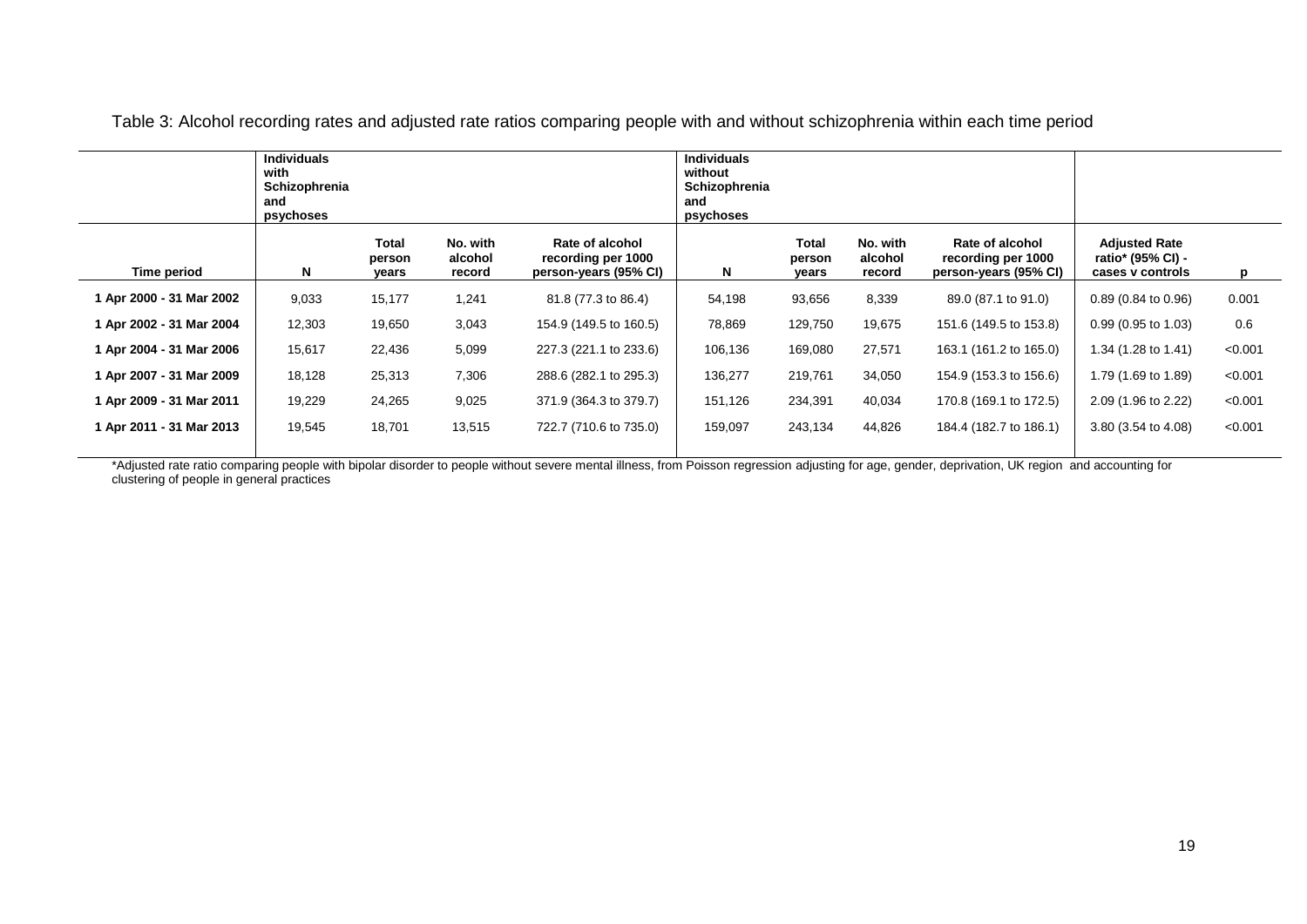Table 3: Alcohol recording rates and adjusted rate ratios comparing people with and without schizophrenia within each time period

| | **Individuals with Schizophrenia and psychoses** | | | | **Individuals without Schizophrenia and psychoses** | | | | | |
|---|---|---|---|---|---|---|---|---|---|---|
| **Time period** | **N** | **Total person years** | **No. with alcohol record** | **Rate of alcohol recording per 1000 person-years (95% CI)** | **N** | **Total person years** | **No. with alcohol record** | **Rate of alcohol recording per 1000 person-years (95% CI)** | **Adjusted Rate ratio* (95% CI) - cases v controls** | **p** |
| 1 Apr 2000 - 31 Mar 2002 | 9,033 | 15,177 | 1,241 | 81.8 (77.3 to 86.4) | 54,198 | 93,656 | 8,339 | 89.0 (87.1 to 91.0) | 0.89 (0.84 to 0.96) | 0.001 |
| 1 Apr 2002 - 31 Mar 2004 | 12,303 | 19,650 | 3,043 | 154.9 (149.5 to 160.5) | 78,869 | 129,750 | 19,675 | 151.6 (149.5 to 153.8) | 0.99 (0.95 to 1.03) | 0.6 |
| 1 Apr 2004 - 31 Mar 2006 | 15,617 | 22,436 | 5,099 | 227.3 (221.1 to 233.6) | 106,136 | 169,080 | 27,571 | 163.1 (161.2 to 165.0) | 1.34 (1.28 to 1.41) | <0.001 |
| 1 Apr 2007 - 31 Mar 2009 | 18,128 | 25,313 | 7,306 | 288.6 (282.1 to 295.3) | 136,277 | 219,761 | 34,050 | 154.9 (153.3 to 156.6) | 1.79 (1.69 to 1.89) | <0.001 |
| 1 Apr 2009 - 31 Mar 2011 | 19,229 | 24,265 | 9,025 | 371.9 (364.3 to 379.7) | 151,126 | 234,391 | 40,034 | 170.8 (169.1 to 172.5) | 2.09 (1.96 to 2.22) | <0.001 |
| 1 Apr 2011 - 31 Mar 2013 | 19,545 | 18,701 | 13,515 | 722.7 (710.6 to 735.0) | 159,097 | 243,134 | 44,826 | 184.4 (182.7 to 186.1) | 3.80 (3.54 to 4.08) | <0.001 |

*Adjusted rate ratio comparing people with bipolar disorder to people without severe mental illness, from Poisson regression adjusting for age, gender, deprivation, UK region and accounting for clustering of people in general practices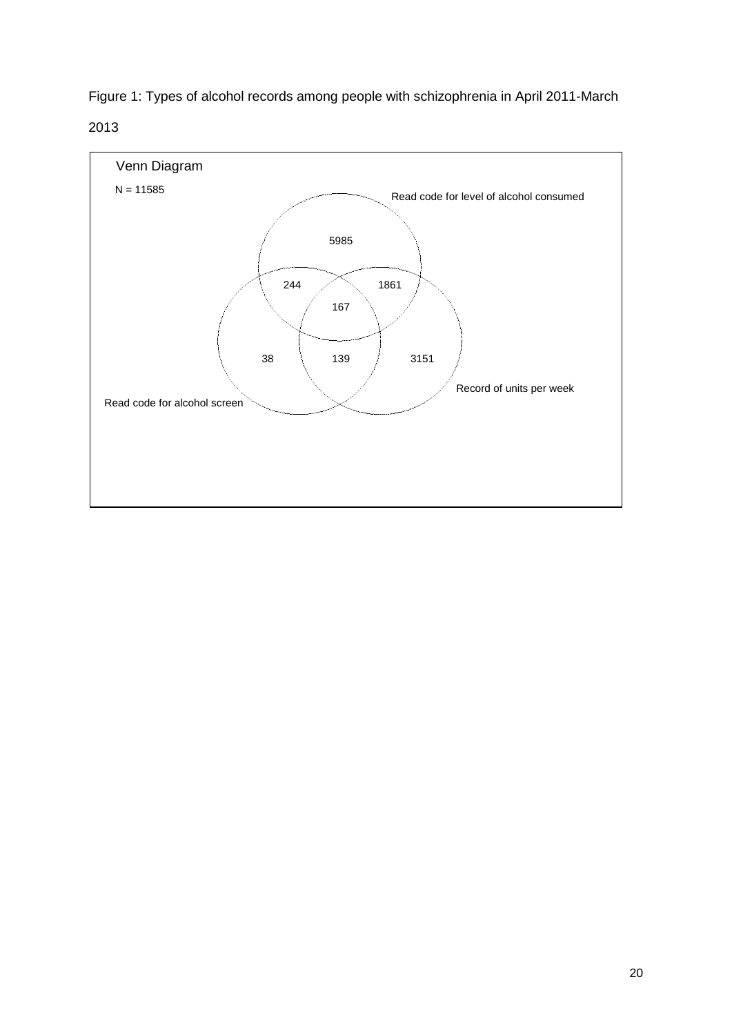Figure 1: Types of alcohol records among people with schizophrenia in April 2011-March 2013

Venn Diagram

N = 11585

Read code for level of alcohol consumed

5985

244

1861

167

38

139

3151

Record of units per week

Read code for alcohol screen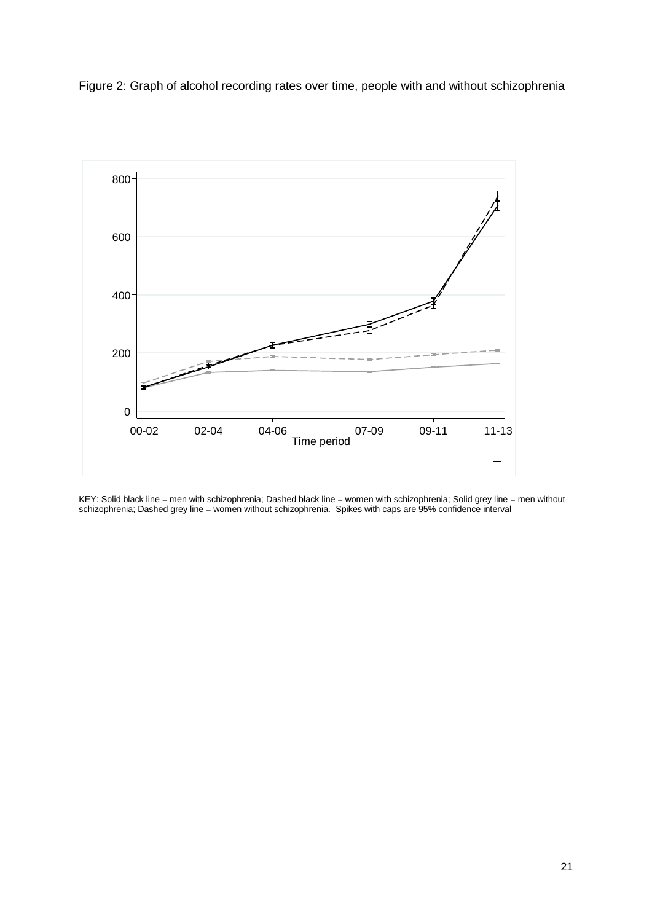Figure 2: Graph of alcohol recording rates over time, people with and without schizophrenia

KEY: Solid black line = men with schizophrenia; Dashed black line = women with schizophrenia; Solid grey line = men without schizophrenia; Dashed grey line = women without schizophrenia. Spikes with caps are 95% confidence interval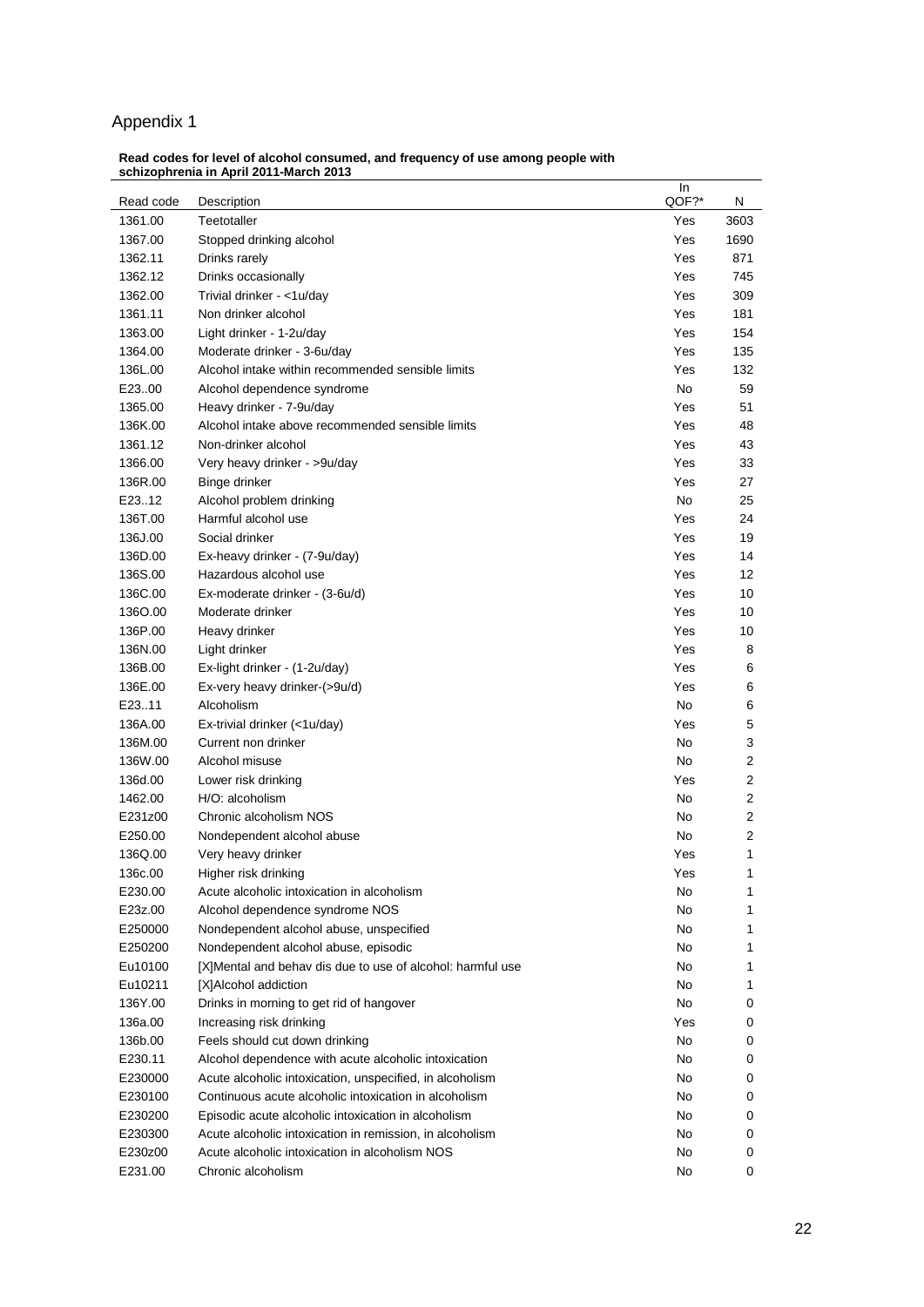# Appendix 1

**Read codes for level of alcohol consumed, and frequency of use among people with schizophrenia in April 2011-March 2013**

| Read code | Description | In QOF?* | N |
|---|---|---|---|
| 1361.00 | Teetotaller | Yes | 3603 |
| 1367.00 | Stopped drinking alcohol | Yes | 1690 |
| 1362.11 | Drinks rarely | Yes | 871 |
| 1362.12 | Drinks occasionally | Yes | 745 |
| 1362.00 | Trivial drinker - <1u/day | Yes | 309 |
| 1361.11 | Non drinker alcohol | Yes | 181 |
| 1363.00 | Light drinker - 1-2u/day | Yes | 154 |
| 1364.00 | Moderate drinker - 3-6u/day | Yes | 135 |
| 136L.00 | Alcohol intake within recommended sensible limits | Yes | 132 |
| E23..00 | Alcohol dependence syndrome | No | 59 |
| 1365.00 | Heavy drinker - 7-9u/day | Yes | 51 |
| 136K.00 | Alcohol intake above recommended sensible limits | Yes | 48 |
| 1361.12 | Non-drinker alcohol | Yes | 43 |
| 1366.00 | Very heavy drinker - >9u/day | Yes | 33 |
| 136R.00 | Binge drinker | Yes | 27 |
| E23..12 | Alcohol problem drinking | No | 25 |
| 136T.00 | Harmful alcohol use | Yes | 24 |
| 136J.00 | Social drinker | Yes | 19 |
| 136D.00 | Ex-heavy drinker - (7-9u/day) | Yes | 14 |
| 136S.00 | Hazardous alcohol use | Yes | 12 |
| 136C.00 | Ex-moderate drinker - (3-6u/d) | Yes | 10 |
| 136O.00 | Moderate drinker | Yes | 10 |
| 136P.00 | Heavy drinker | Yes | 10 |
| 136N.00 | Light drinker | Yes | 8 |
| 136B.00 | Ex-light drinker - (1-2u/day) | Yes | 6 |
| 136E.00 | Ex-very heavy drinker-(>9u/d) | Yes | 6 |
| E23..11 | Alcoholism | No | 6 |
| 136A.00 | Ex-trivial drinker (<1u/day) | Yes | 5 |
| 136M.00 | Current non drinker | No | 3 |
| 136W.00 | Alcohol misuse | No | 2 |
| 136d.00 | Lower risk drinking | Yes | 2 |
| 1462.00 | H/O: alcoholism | No | 2 |
| E231z00 | Chronic alcoholism NOS | No | 2 |
| E250.00 | Nondependent alcohol abuse | No | 2 |
| 136Q.00 | Very heavy drinker | Yes | 1 |
| 136c.00 | Higher risk drinking | Yes | 1 |
| E230.00 | Acute alcoholic intoxication in alcoholism | No | 1 |
| E23z.00 | Alcohol dependence syndrome NOS | No | 1 |
| E250000 | Nondependent alcohol abuse, unspecified | No | 1 |
| E250200 | Nondependent alcohol abuse, episodic | No | 1 |
| Eu10100 | [X]Mental and behav dis due to use of alcohol: harmful use | No | 1 |
| Eu10211 | [X]Alcohol addiction | No | 1 |
| 136Y.00 | Drinks in morning to get rid of hangover | No | 0 |
| 136a.00 | Increasing risk drinking | Yes | 0 |
| 136b.00 | Feels should cut down drinking | No | 0 |
| E230.11 | Alcohol dependence with acute alcoholic intoxication | No | 0 |
| E230000 | Acute alcoholic intoxication, unspecified, in alcoholism | No | 0 |
| E230100 | Continuous acute alcoholic intoxication in alcoholism | No | 0 |
| E230200 | Episodic acute alcoholic intoxication in alcoholism | No | 0 |
| E230300 | Acute alcoholic intoxication in remission, in alcoholism | No | 0 |
| E230z00 | Acute alcoholic intoxication in alcoholism NOS | No | 0 |
| E231.00 | Chronic alcoholism | No | 0 |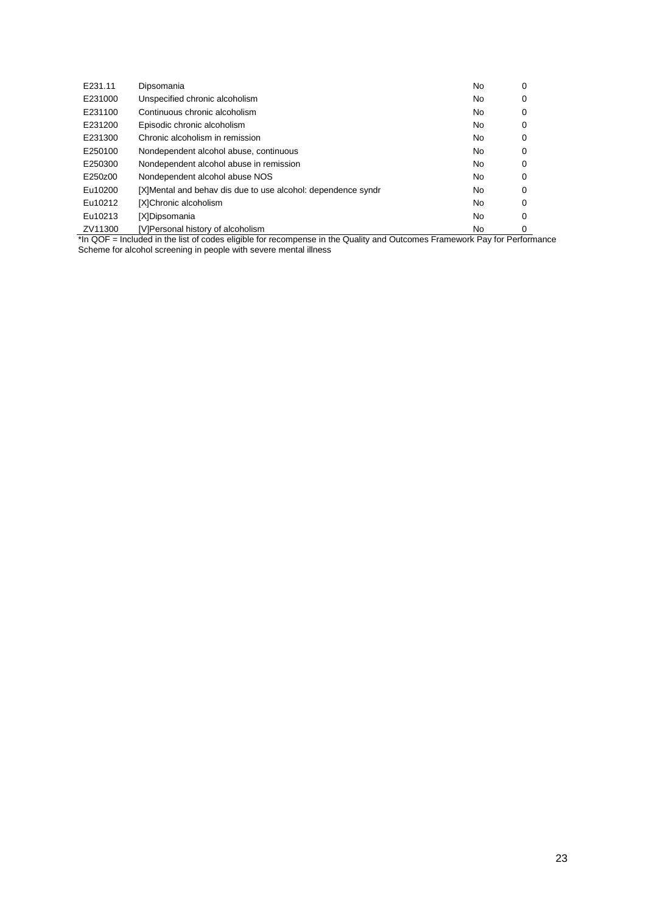| | | | |
|---|---|---|---|
| E231.11 | Dipsomania | No | 0 |
| E231000 | Unspecified chronic alcoholism | No | 0 |
| E231100 | Continuous chronic alcoholism | No | 0 |
| E231200 | Episodic chronic alcoholism | No | 0 |
| E231300 | Chronic alcoholism in remission | No | 0 |
| E250100 | Nondependent alcohol abuse, continuous | No | 0 |
| E250300 | Nondependent alcohol abuse in remission | No | 0 |
| E250z00 | Nondependent alcohol abuse NOS | No | 0 |
| Eu10200 | [X]Mental and behav dis due to use alcohol: dependence syndr | No | 0 |
| Eu10212 | [X]Chronic alcoholism | No | 0 |
| Eu10213 | [X]Dipsomania | No | 0 |
| ZV11300 | [V]Personal history of alcoholism | No | 0 |

*In QOF = Included in the list of codes eligible for recompense in the Quality and Outcomes Framework Pay for Performance Scheme for alcohol screening in people with severe mental illness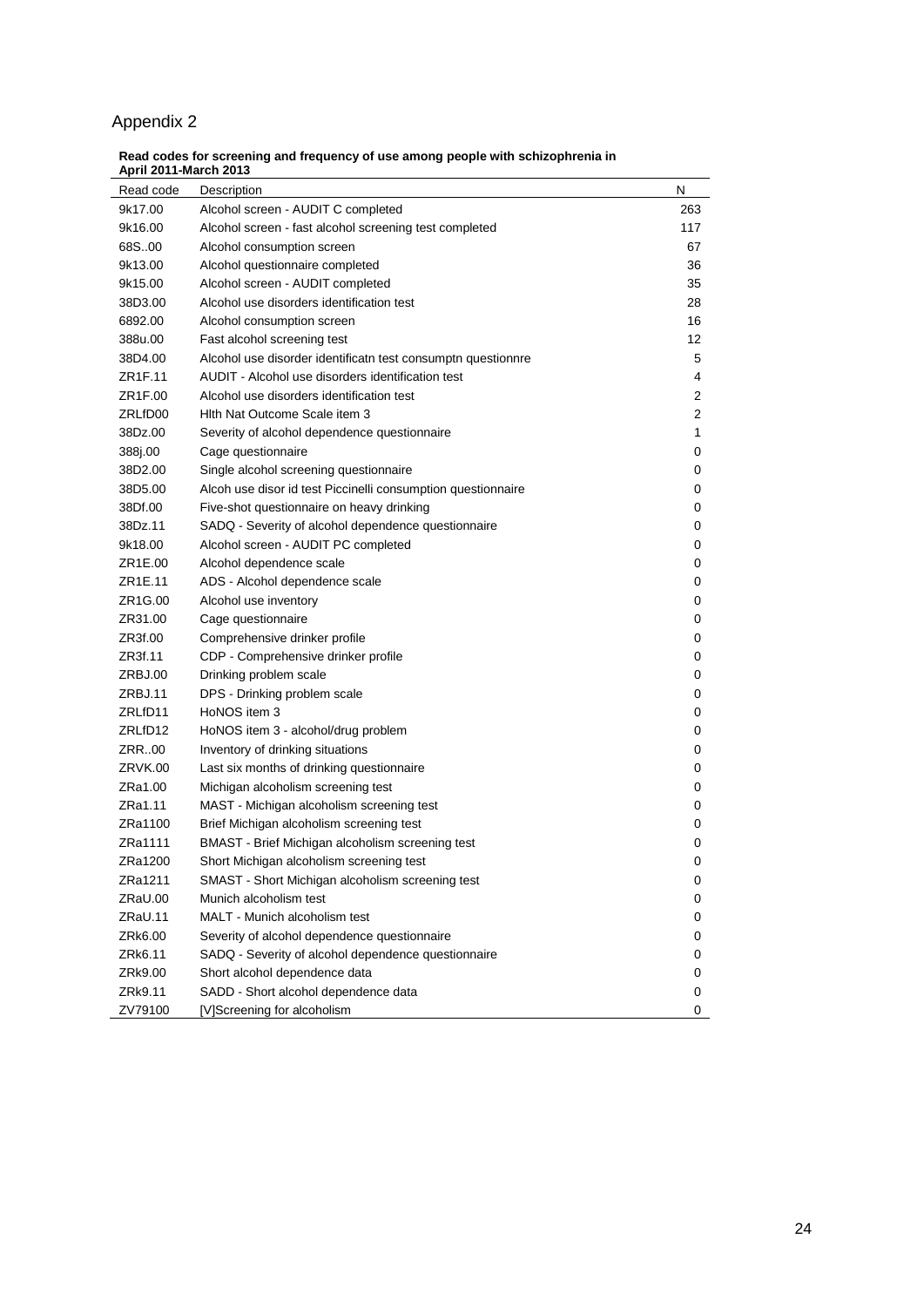# Appendix 2

**Read codes for screening and frequency of use among people with schizophrenia in April 2011-March 2013**

| Read code | Description | N |
|---|---|---|
| 9k17.00 | Alcohol screen - AUDIT C completed | 263 |
| 9k16.00 | Alcohol screen - fast alcohol screening test completed | 117 |
| 68S..00 | Alcohol consumption screen | 67 |
| 9k13.00 | Alcohol questionnaire completed | 36 |
| 9k15.00 | Alcohol screen - AUDIT completed | 35 |
| 38D3.00 | Alcohol use disorders identification test | 28 |
| 6892.00 | Alcohol consumption screen | 16 |
| 388u.00 | Fast alcohol screening test | 12 |
| 38D4.00 | Alcohol use disorder identificatn test consumptn questionnre | 5 |
| ZR1F.11 | AUDIT - Alcohol use disorders identification test | 4 |
| ZR1F.00 | Alcohol use disorders identification test | 2 |
| ZRLfD00 | Hlth Nat Outcome Scale item 3 | 2 |
| 38Dz.00 | Severity of alcohol dependence questionnaire | 1 |
| 388j.00 | Cage questionnaire | 0 |
| 38D2.00 | Single alcohol screening questionnaire | 0 |
| 38D5.00 | Alcoh use disor id test Piccinelli consumption questionnaire | 0 |
| 38Df.00 | Five-shot questionnaire on heavy drinking | 0 |
| 38Dz.11 | SADQ - Severity of alcohol dependence questionnaire | 0 |
| 9k18.00 | Alcohol screen - AUDIT PC completed | 0 |
| ZR1E.00 | Alcohol dependence scale | 0 |
| ZR1E.11 | ADS - Alcohol dependence scale | 0 |
| ZR1G.00 | Alcohol use inventory | 0 |
| ZR31.00 | Cage questionnaire | 0 |
| ZR3f.00 | Comprehensive drinker profile | 0 |
| ZR3f.11 | CDP - Comprehensive drinker profile | 0 |
| ZRBJ.00 | Drinking problem scale | 0 |
| ZRBJ.11 | DPS - Drinking problem scale | 0 |
| ZRLfD11 | HoNOS item 3 | 0 |
| ZRLfD12 | HoNOS item 3 - alcohol/drug problem | 0 |
| ZRR..00 | Inventory of drinking situations | 0 |
| ZRVK.00 | Last six months of drinking questionnaire | 0 |
| ZRa1.00 | Michigan alcoholism screening test | 0 |
| ZRa1.11 | MAST - Michigan alcoholism screening test | 0 |
| ZRa1100 | Brief Michigan alcoholism screening test | 0 |
| ZRa1111 | BMAST - Brief Michigan alcoholism screening test | 0 |
| ZRa1200 | Short Michigan alcoholism screening test | 0 |
| ZRa1211 | SMAST - Short Michigan alcoholism screening test | 0 |
| ZRaU.00 | Munich alcoholism test | 0 |
| ZRaU.11 | MALT - Munich alcoholism test | 0 |
| ZRk6.00 | Severity of alcohol dependence questionnaire | 0 |
| ZRk6.11 | SADQ - Severity of alcohol dependence questionnaire | 0 |
| ZRk9.00 | Short alcohol dependence data | 0 |
| ZRk9.11 | SADD - Short alcohol dependence data | 0 |
| ZV79100 | [V]Screening for alcoholism | 0 |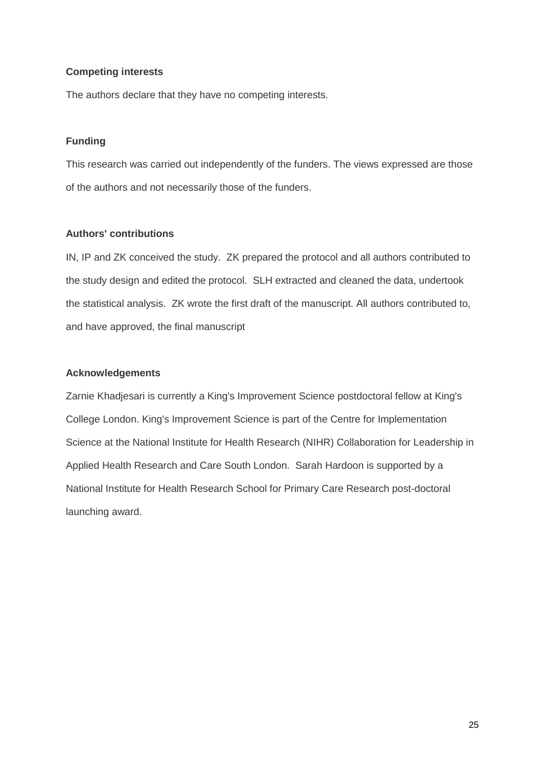**Competing interests**

The authors declare that they have no competing interests.

**Funding**

This research was carried out independently of the funders. The views expressed are those of the authors and not necessarily those of the funders.

**Authors' contributions**

IN, IP and ZK conceived the study. ZK prepared the protocol and all authors contributed to the study design and edited the protocol. SLH extracted and cleaned the data, undertook the statistical analysis. ZK wrote the first draft of the manuscript. All authors contributed to, and have approved, the final manuscript

**Acknowledgements**

Zarnie Khadjesari is currently a King's Improvement Science postdoctoral fellow at King's College London. King's Improvement Science is part of the Centre for Implementation Science at the National Institute for Health Research (NIHR) Collaboration for Leadership in Applied Health Research and Care South London. Sarah Hardoon is supported by a National Institute for Health Research School for Primary Care Research post-doctoral launching award.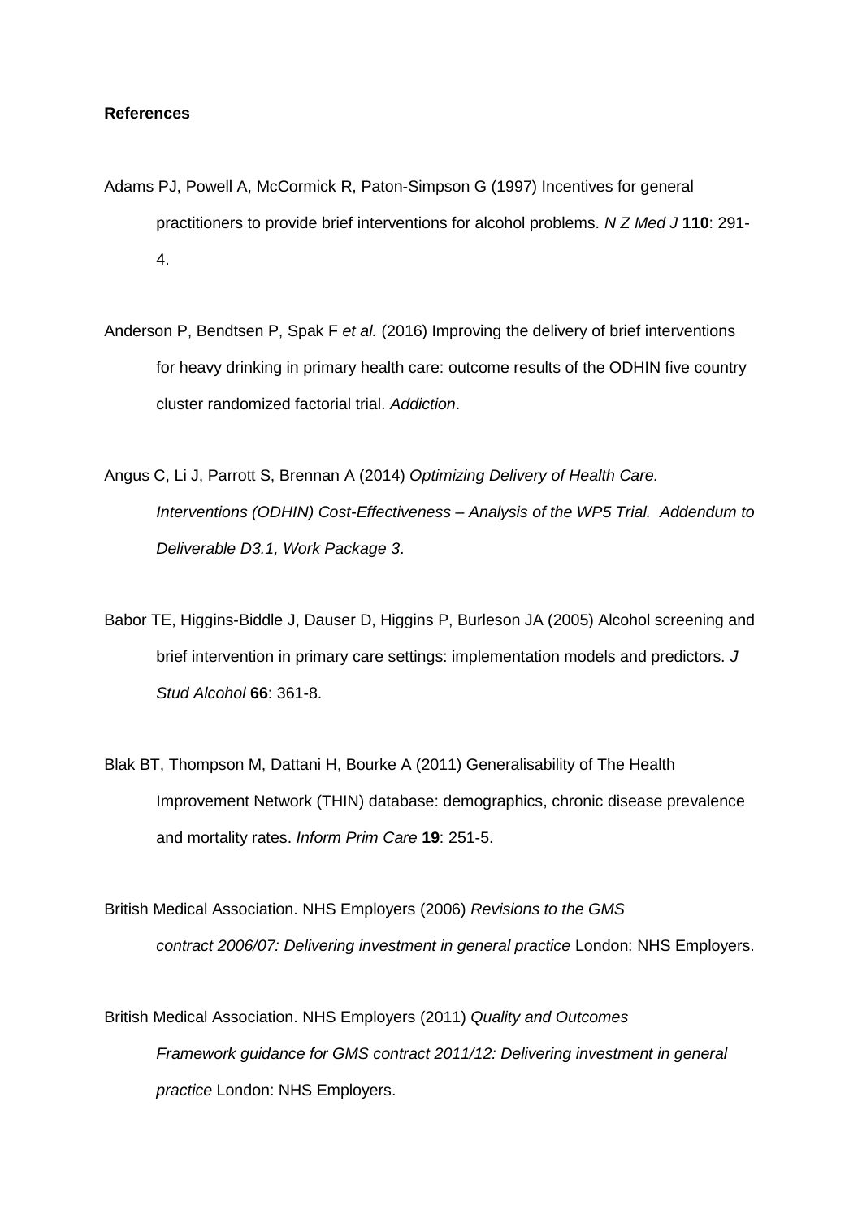**References**

Adams PJ, Powell A, McCormick R, Paton-Simpson G (1997) Incentives for general practitioners to provide brief interventions for alcohol problems. *N Z Med J* **110**: 291-4.

Anderson P, Bendtsen P, Spak F *et al.* (2016) Improving the delivery of brief interventions for heavy drinking in primary health care: outcome results of the ODHIN five country cluster randomized factorial trial. *Addiction*.

Angus C, Li J, Parrott S, Brennan A (2014) *Optimizing Delivery of Health Care. Interventions (ODHIN) Cost-Effectiveness – Analysis of the WP5 Trial. Addendum to Deliverable D3.1, Work Package 3*.

Babor TE, Higgins-Biddle J, Dauser D, Higgins P, Burleson JA (2005) Alcohol screening and brief intervention in primary care settings: implementation models and predictors. *J Stud Alcohol* **66**: 361-8.

Blak BT, Thompson M, Dattani H, Bourke A (2011) Generalisability of The Health Improvement Network (THIN) database: demographics, chronic disease prevalence and mortality rates. *Inform Prim Care* **19**: 251-5.

British Medical Association. NHS Employers (2006) *Revisions to the GMS contract 2006/07: Delivering investment in general practice* London: NHS Employers.

British Medical Association. NHS Employers (2011) *Quality and Outcomes Framework guidance for GMS contract 2011/12: Delivering investment in general practice* London: NHS Employers.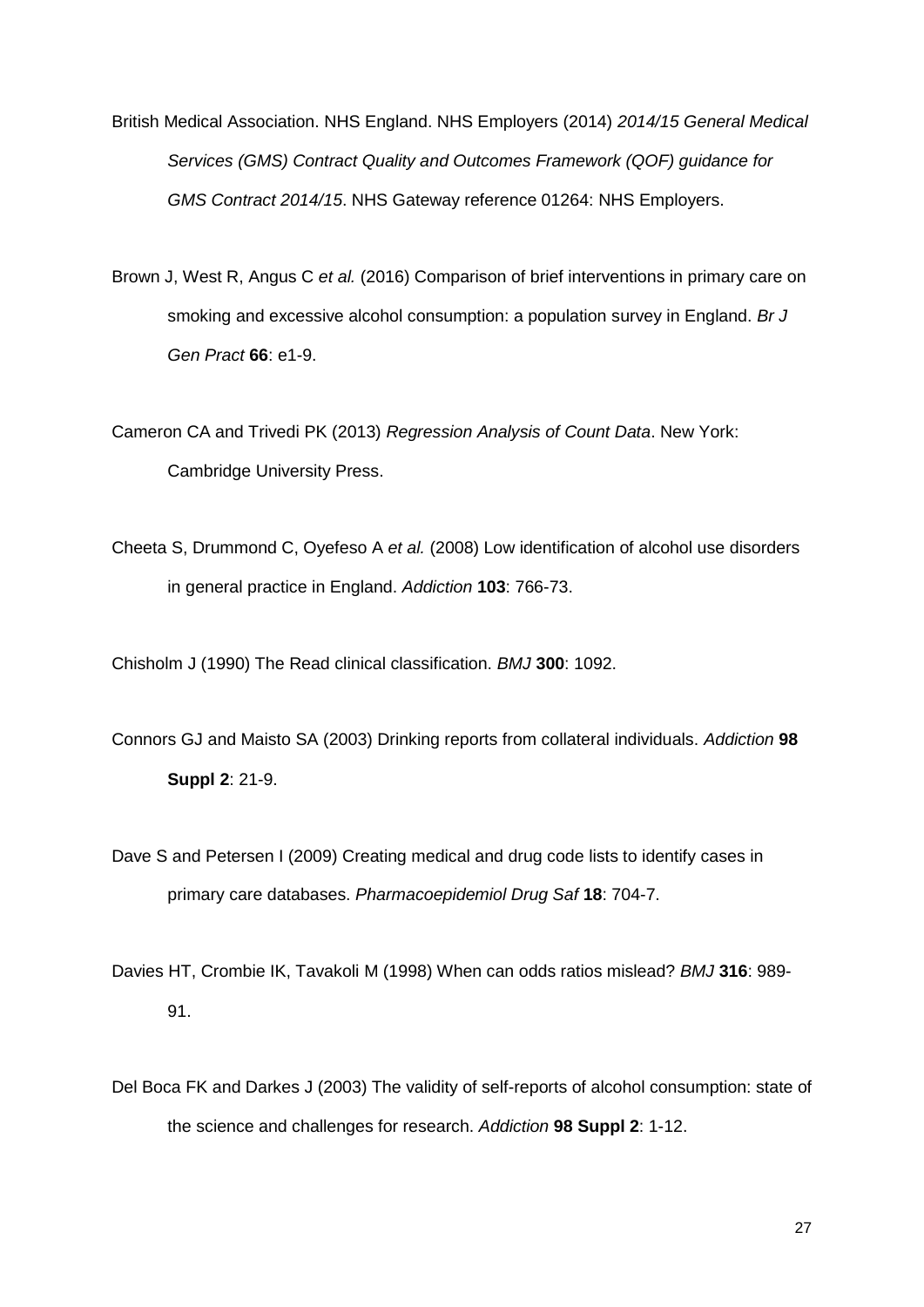British Medical Association. NHS England. NHS Employers (2014) *2014/15 General Medical Services (GMS) Contract Quality and Outcomes Framework (QOF) guidance for GMS Contract 2014/15*. NHS Gateway reference 01264: NHS Employers.

Brown J, West R, Angus C *et al.* (2016) Comparison of brief interventions in primary care on smoking and excessive alcohol consumption: a population survey in England. *Br J Gen Pract* **66**: e1-9.

Cameron CA and Trivedi PK (2013) *Regression Analysis of Count Data*. New York: Cambridge University Press.

Cheeta S, Drummond C, Oyefeso A *et al.* (2008) Low identification of alcohol use disorders in general practice in England. *Addiction* **103**: 766-73.

Chisholm J (1990) The Read clinical classification. *BMJ* **300**: 1092.

Connors GJ and Maisto SA (2003) Drinking reports from collateral individuals. *Addiction* **98 Suppl 2**: 21-9.

Dave S and Petersen I (2009) Creating medical and drug code lists to identify cases in primary care databases. *Pharmacoepidemiol Drug Saf* **18**: 704-7.

Davies HT, Crombie IK, Tavakoli M (1998) When can odds ratios mislead? *BMJ* **316**: 989-91.

Del Boca FK and Darkes J (2003) The validity of self-reports of alcohol consumption: state of the science and challenges for research. *Addiction* **98 Suppl 2**: 1-12.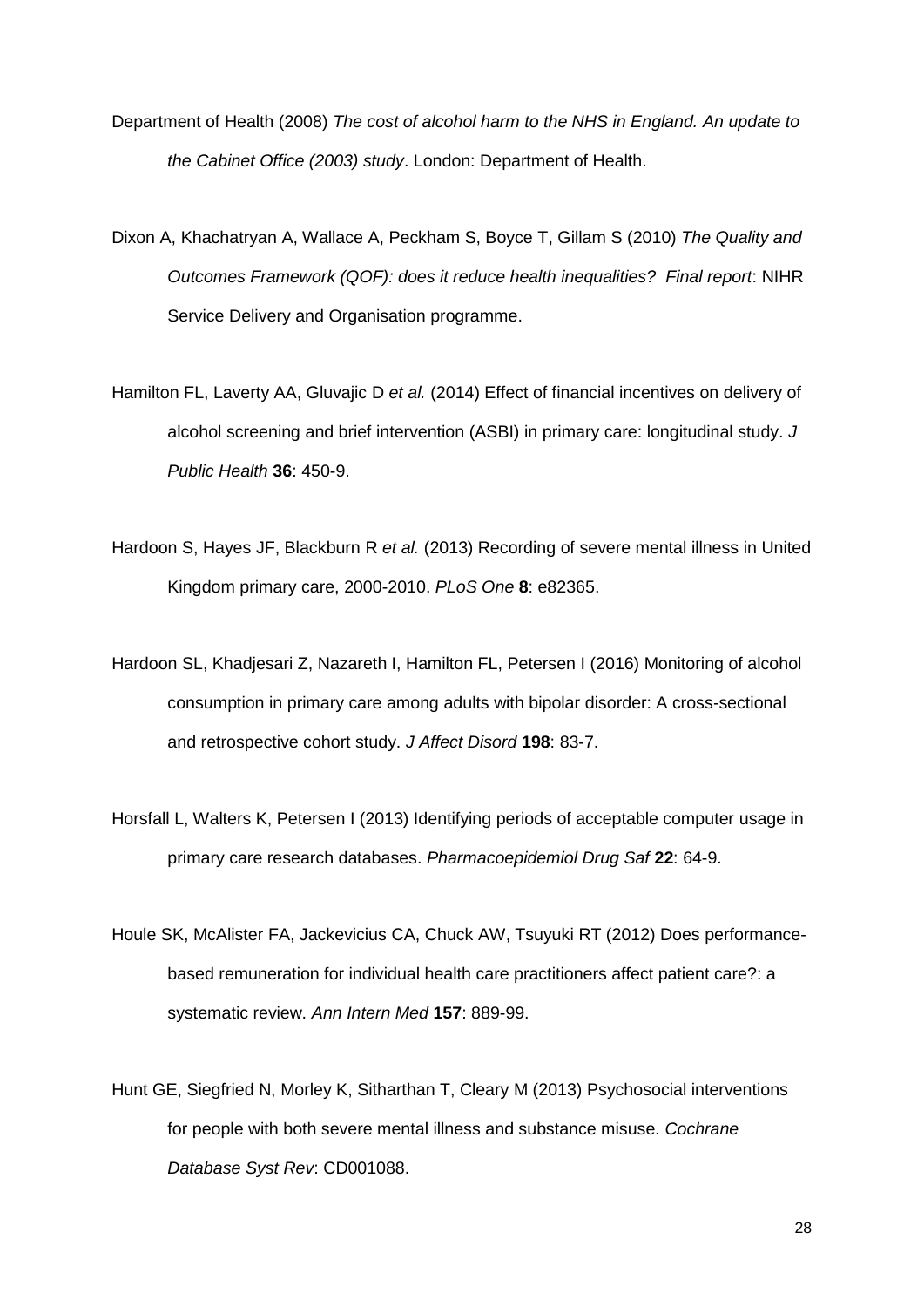Department of Health (2008) *The cost of alcohol harm to the NHS in England. An update to the Cabinet Office (2003) study*. London: Department of Health.

Dixon A, Khachatryan A, Wallace A, Peckham S, Boyce T, Gillam S (2010) *The Quality and Outcomes Framework (QOF): does it reduce health inequalities? Final report*: NIHR Service Delivery and Organisation programme.

Hamilton FL, Laverty AA, Gluvajic D *et al.* (2014) Effect of financial incentives on delivery of alcohol screening and brief intervention (ASBI) in primary care: longitudinal study. *J Public Health* **36**: 450-9.

Hardoon S, Hayes JF, Blackburn R *et al.* (2013) Recording of severe mental illness in United Kingdom primary care, 2000-2010. *PLoS One* **8**: e82365.

Hardoon SL, Khadjesari Z, Nazareth I, Hamilton FL, Petersen I (2016) Monitoring of alcohol consumption in primary care among adults with bipolar disorder: A cross-sectional and retrospective cohort study. *J Affect Disord* **198**: 83-7.

Horsfall L, Walters K, Petersen I (2013) Identifying periods of acceptable computer usage in primary care research databases. *Pharmacoepidemiol Drug Saf* **22**: 64-9.

Houle SK, McAlister FA, Jackevicius CA, Chuck AW, Tsuyuki RT (2012) Does performance-based remuneration for individual health care practitioners affect patient care?: a systematic review. *Ann Intern Med* **157**: 889-99.

Hunt GE, Siegfried N, Morley K, Sitharthan T, Cleary M (2013) Psychosocial interventions for people with both severe mental illness and substance misuse. *Cochrane Database Syst Rev*: CD001088.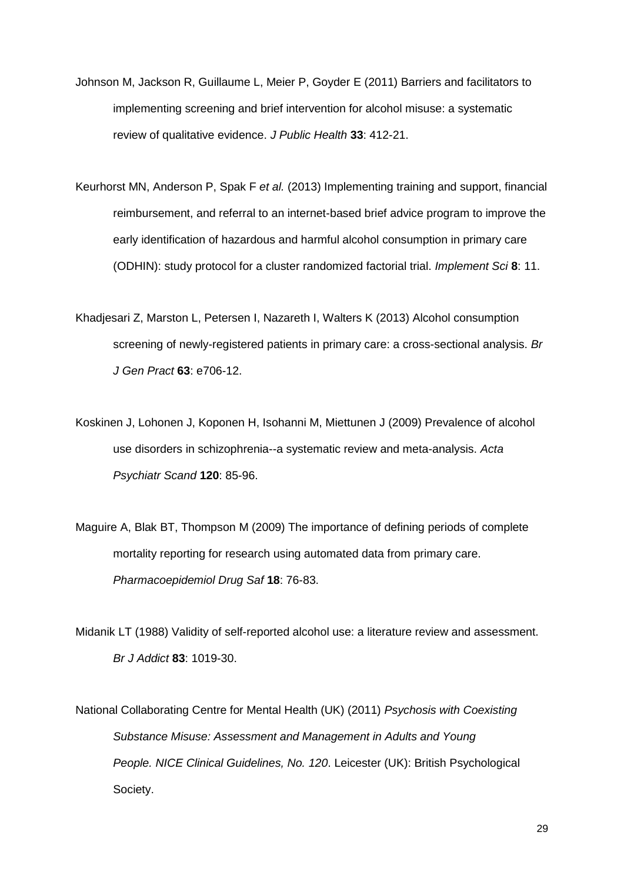Johnson M, Jackson R, Guillaume L, Meier P, Goyder E (2011) Barriers and facilitators to implementing screening and brief intervention for alcohol misuse: a systematic review of qualitative evidence. *J Public Health* **33**: 412-21.

Keurhorst MN, Anderson P, Spak F *et al.* (2013) Implementing training and support, financial reimbursement, and referral to an internet-based brief advice program to improve the early identification of hazardous and harmful alcohol consumption in primary care (ODHIN): study protocol for a cluster randomized factorial trial. *Implement Sci* **8**: 11.

Khadjesari Z, Marston L, Petersen I, Nazareth I, Walters K (2013) Alcohol consumption screening of newly-registered patients in primary care: a cross-sectional analysis. *Br J Gen Pract* **63**: e706-12.

Koskinen J, Lohonen J, Koponen H, Isohanni M, Miettunen J (2009) Prevalence of alcohol use disorders in schizophrenia--a systematic review and meta-analysis. *Acta Psychiatr Scand* **120**: 85-96.

Maguire A, Blak BT, Thompson M (2009) The importance of defining periods of complete mortality reporting for research using automated data from primary care. *Pharmacoepidemiol Drug Saf* **18**: 76-83.

Midanik LT (1988) Validity of self-reported alcohol use: a literature review and assessment. *Br J Addict* **83**: 1019-30.

National Collaborating Centre for Mental Health (UK) (2011) *Psychosis with Coexisting Substance Misuse: Assessment and Management in Adults and Young People. NICE Clinical Guidelines, No. 120*. Leicester (UK): British Psychological Society.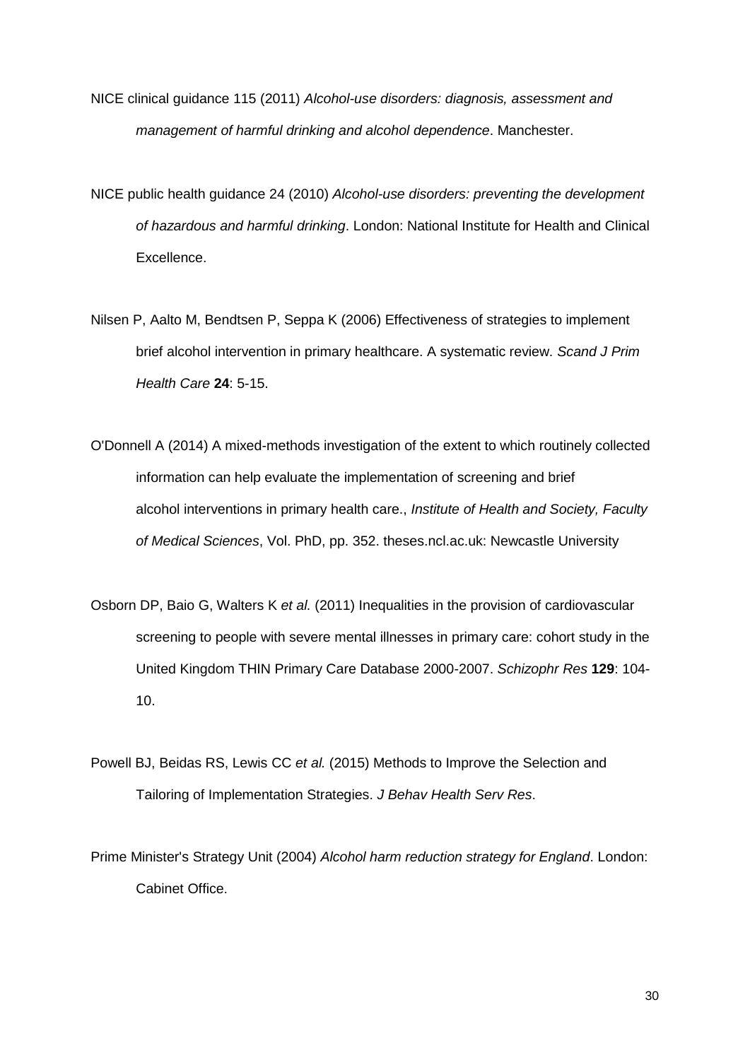NICE clinical guidance 115 (2011) *Alcohol-use disorders: diagnosis, assessment and management of harmful drinking and alcohol dependence*. Manchester.

NICE public health guidance 24 (2010) *Alcohol-use disorders: preventing the development of hazardous and harmful drinking*. London: National Institute for Health and Clinical Excellence.

Nilsen P, Aalto M, Bendtsen P, Seppa K (2006) Effectiveness of strategies to implement brief alcohol intervention in primary healthcare. A systematic review. *Scand J Prim Health Care* **24**: 5-15.

O'Donnell A (2014) A mixed-methods investigation of the extent to which routinely collected information can help evaluate the implementation of screening and brief alcohol interventions in primary health care., *Institute of Health and Society, Faculty of Medical Sciences*, Vol. PhD, pp. 352. theses.ncl.ac.uk: Newcastle University

Osborn DP, Baio G, Walters K *et al.* (2011) Inequalities in the provision of cardiovascular screening to people with severe mental illnesses in primary care: cohort study in the United Kingdom THIN Primary Care Database 2000-2007. *Schizophr Res* **129**: 104-10.

Powell BJ, Beidas RS, Lewis CC *et al.* (2015) Methods to Improve the Selection and Tailoring of Implementation Strategies. *J Behav Health Serv Res*.

Prime Minister's Strategy Unit (2004) *Alcohol harm reduction strategy for England*. London: Cabinet Office.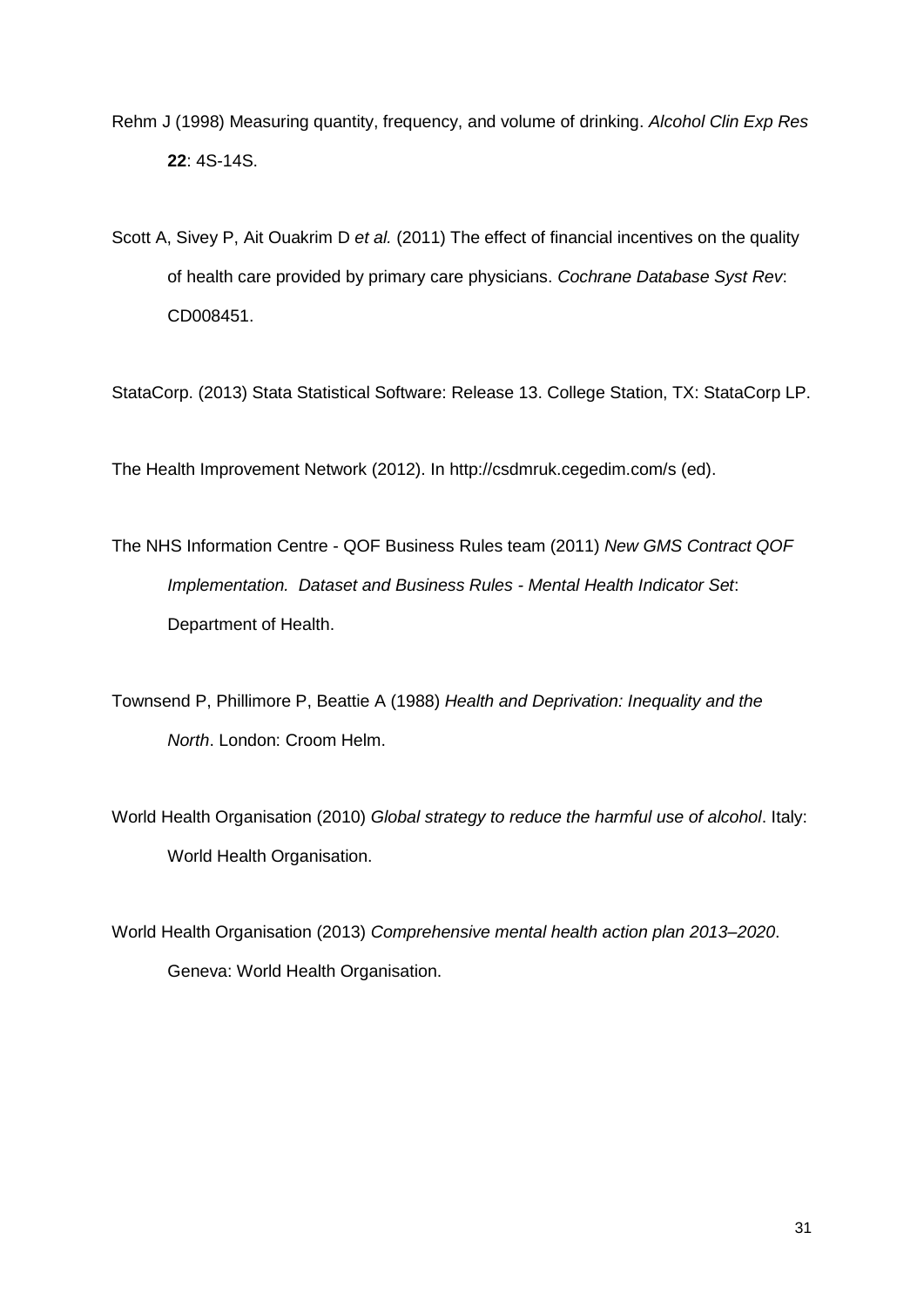Rehm J (1998) Measuring quantity, frequency, and volume of drinking. *Alcohol Clin Exp Res* **22**: 4S-14S.

Scott A, Sivey P, Ait Ouakrim D *et al.* (2011) The effect of financial incentives on the quality of health care provided by primary care physicians. *Cochrane Database Syst Rev*: CD008451.

StataCorp. (2013) Stata Statistical Software: Release 13. College Station, TX: StataCorp LP.

The Health Improvement Network (2012). In http://csdmruk.cegedim.com/s (ed).

The NHS Information Centre - QOF Business Rules team (2011) *New GMS Contract QOF Implementation. Dataset and Business Rules - Mental Health Indicator Set*: Department of Health.

Townsend P, Phillimore P, Beattie A (1988) *Health and Deprivation: Inequality and the North*. London: Croom Helm.

World Health Organisation (2010) *Global strategy to reduce the harmful use of alcohol*. Italy: World Health Organisation.

World Health Organisation (2013) *Comprehensive mental health action plan 2013–2020*. Geneva: World Health Organisation.